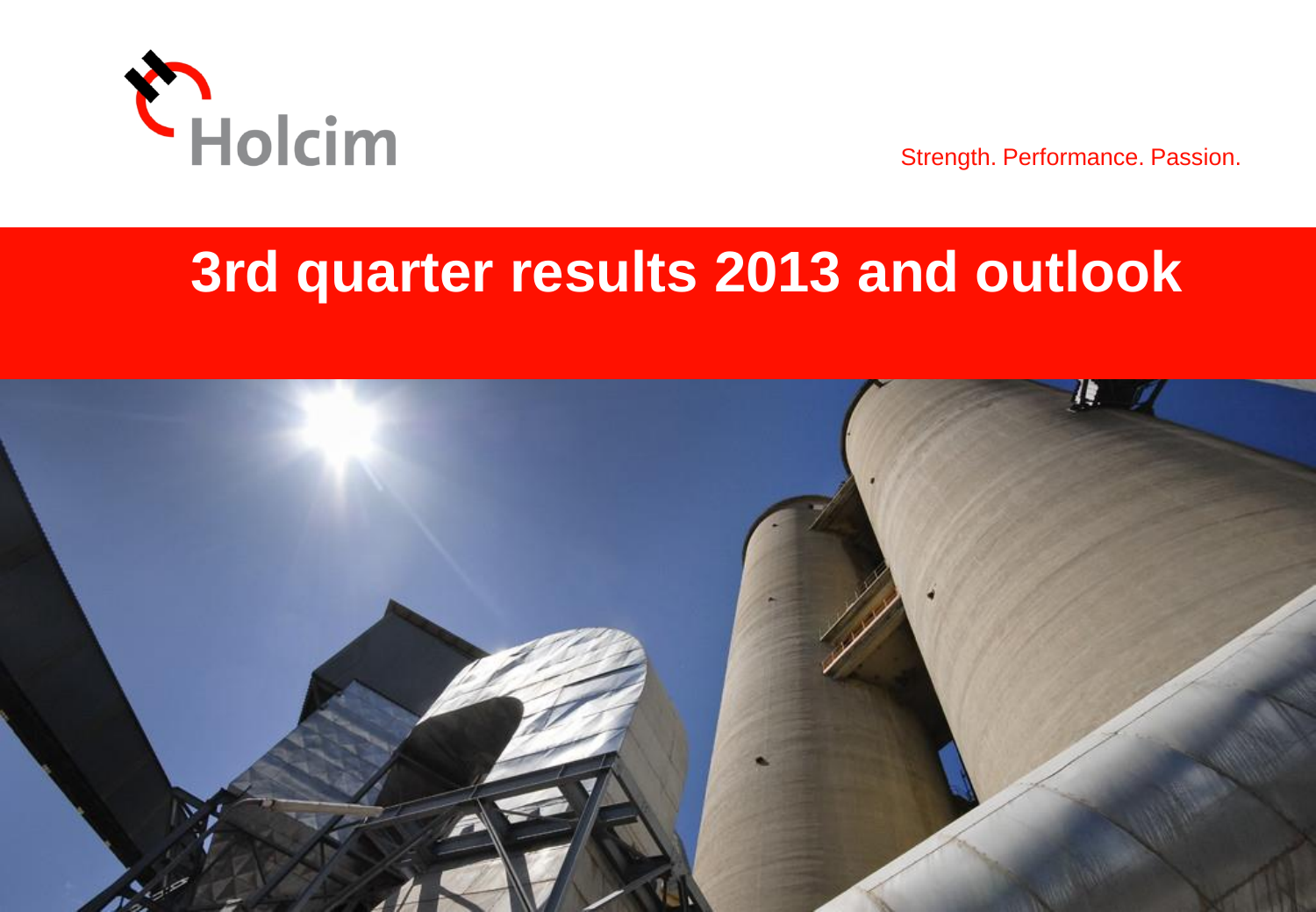Holcim

Strength. Performance. Passion.

# 3rd quarter results 2013 and outlook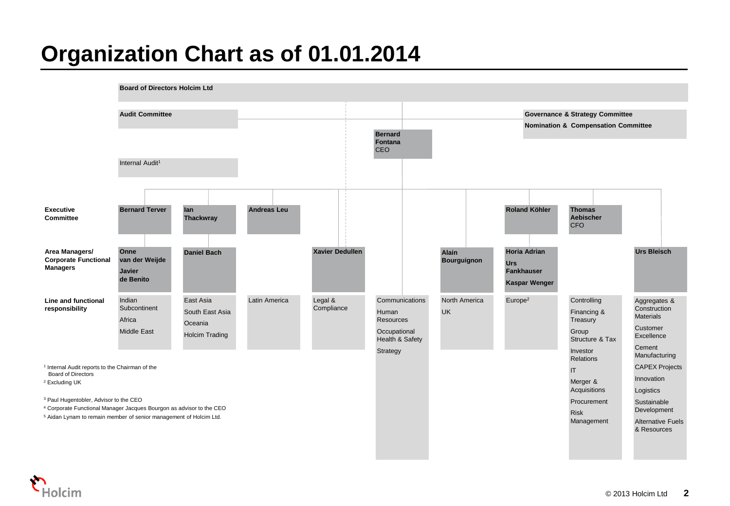# Organization Chart as of 01.01.2014

**Board of Directors Holcim Ltd**

**Audit Committee**

Internal Audit[1]

**Governance & Strategy Committee**

**Nomination & Compensation Committee**

**Bernard Fontana**
CEO

| | | | | | | | | | |
|---|---|---|---|---|---|---|---|---|---|
| **Executive Committee** | **Bernard Terver** | **Ian Thackwray** | **Andreas Leu** | | | | **Roland Köhler** | **Thomas Aebischer** CFO | |
| **Area Managers/ Corporate Functional Managers** | **Onne van der Weijde**<br>**Javier de Benito** | **Daniel Bach** | | **Xavier Dedullen** | | **Alain Bourguignon** | **Horia Adrian**<br>**Urs Fankhauser**<br>**Kaspar Wenger** | | **Urs Bleisch** |
| **Line and functional responsibility** | Indian Subcontinent<br>Africa<br>Middle East | East Asia<br>South East Asia<br>Oceania<br>Holcim Trading | Latin America | Legal & Compliance | Communications<br>Human Resources<br>Occupational Health & Safety<br>Strategy | North America<br>UK | Europe[2] | Controlling<br>Financing & Treasury<br>Group Structure & Tax<br>Investor Relations<br>IT<br>Merger & Acquisitions<br>Procurement<br>Risk Management | Aggregates & Construction Materials<br>Customer Excellence<br>Cement Manufacturing<br>CAPEX Projects<br>Innovation<br>Logistics<br>Sustainable Development<br>Alternative Fuels & Resources |

[1] Internal Audit reports to the Chairman of the Board of Directors

[2] Excluding UK

[3] Paul Hugentobler, Advisor to the CEO

[4] Corporate Functional Manager Jacques Bourgon as advisor to the CEO

[5] Aidan Lynam to remain member of senior management of Holcim Ltd.

© 2013 Holcim Ltd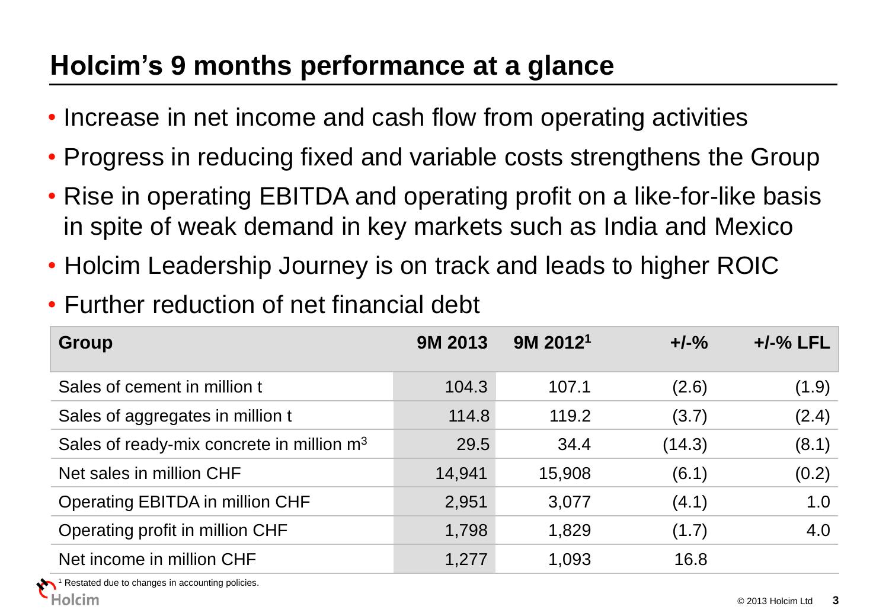# Holcim's 9 months performance at a glance

- Increase in net income and cash flow from operating activities
- Progress in reducing fixed and variable costs strengthens the Group
- Rise in operating EBITDA and operating profit on a like-for-like basis in spite of weak demand in key markets such as India and Mexico
- Holcim Leadership Journey is on track and leads to higher ROIC
- Further reduction of net financial debt

| Group | 9M 2013 | 9M 2012[1] | +/-% | +/-% LFL |
|---|---|---|---|---|
| Sales of cement in million t | 104.3 | 107.1 | (2.6) | (1.9) |
| Sales of aggregates in million t | 114.8 | 119.2 | (3.7) | (2.4) |
| Sales of ready-mix concrete in million $m^3$ | 29.5 | 34.4 | (14.3) | (8.1) |
| Net sales in million CHF | 14,941 | 15,908 | (6.1) | (0.2) |
| Operating EBITDA in million CHF | 2,951 | 3,077 | (4.1) | 1.0 |
| Operating profit in million CHF | 1,798 | 1,829 | (1.7) | 4.0 |
| Net income in million CHF | 1,277 | 1,093 | 16.8 | |

[1] Restated due to changes in accounting policies.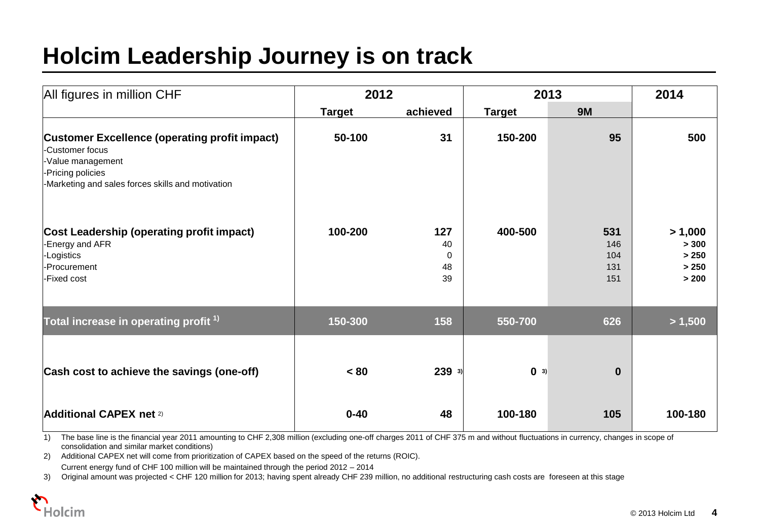# Holcim Leadership Journey is on track

| All figures in million CHF | 2012 | | 2013 | | 2014 |
|---|---|---|---|---|---|
| | **Target** | **achieved** | **Target** | **9M** | |
| **Customer Excellence (operating profit impact)**<br>-Customer focus<br>-Value management<br>-Pricing policies<br>-Marketing and sales forces skills and motivation | **50-100** | **31** | **150-200** | **95** | **500** |
| **Cost Leadership (operating profit impact)** | **100-200** | **127** | **400-500** | **531** | **> 1,000** |
| -Energy and AFR | | 40 | | 146 | **> 300** |
| -Logistics | | 0 | | 104 | **> 250** |
| -Procurement | | 48 | | 131 | **> 250** |
| -Fixed cost | | 39 | | 151 | **> 200** |
| **Total increase in operating profit [1)]** | **150-300** | **158** | **550-700** | **626** | **> 1,500** |
| **Cash cost to achieve the savings (one-off)** | **< 80** | **239** [3)] | **0** [3)] | **0** | |
| **Additional CAPEX net** [2)] | **0-40** | **48** | **100-180** | **105** | **100-180** |

1) The base line is the financial year 2011 amounting to CHF 2,308 million (excluding one-off charges 2011 of CHF 375 m and without fluctuations in currency, changes in scope of consolidation and similar market conditions)

2) Additional CAPEX net will come from prioritization of CAPEX based on the speed of the returns (ROIC).
Current energy fund of CHF 100 million will be maintained through the period 2012 – 2014

3) Original amount was projected < CHF 120 million for 2013; having spent already CHF 239 million, no additional restructuring cash costs are foreseen at this stage

© 2013 Holcim Ltd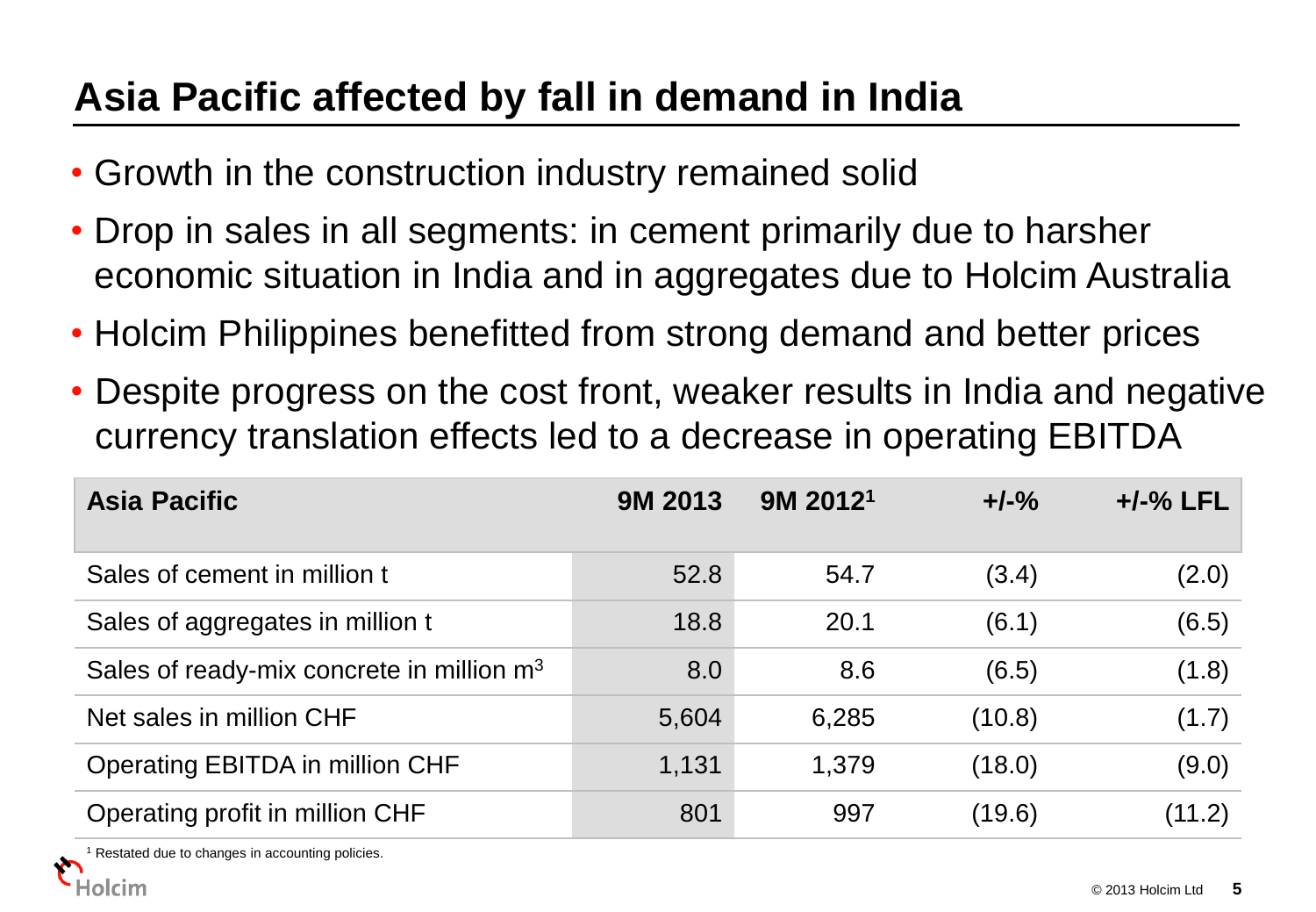# Asia Pacific affected by fall in demand in India

- Growth in the construction industry remained solid
- Drop in sales in all segments: in cement primarily due to harsher economic situation in India and in aggregates due to Holcim Australia
- Holcim Philippines benefitted from strong demand and better prices
- Despite progress on the cost front, weaker results in India and negative currency translation effects led to a decrease in operating EBITDA

| Asia Pacific | 9M 2013 | 9M 2012[1] | +/-% | +/-% LFL |
|---|---|---|---|---|
| Sales of cement in million t | 52.8 | 54.7 | (3.4) | (2.0) |
| Sales of aggregates in million t | 18.8 | 20.1 | (6.1) | (6.5) |
| Sales of ready-mix concrete in million $m^3$ | 8.0 | 8.6 | (6.5) | (1.8) |
| Net sales in million CHF | 5,604 | 6,285 | (10.8) | (1.7) |
| Operating EBITDA in million CHF | 1,131 | 1,379 | (18.0) | (9.0) |
| Operating profit in million CHF | 801 | 997 | (19.6) | (11.2) |

[1] Restated due to changes in accounting policies.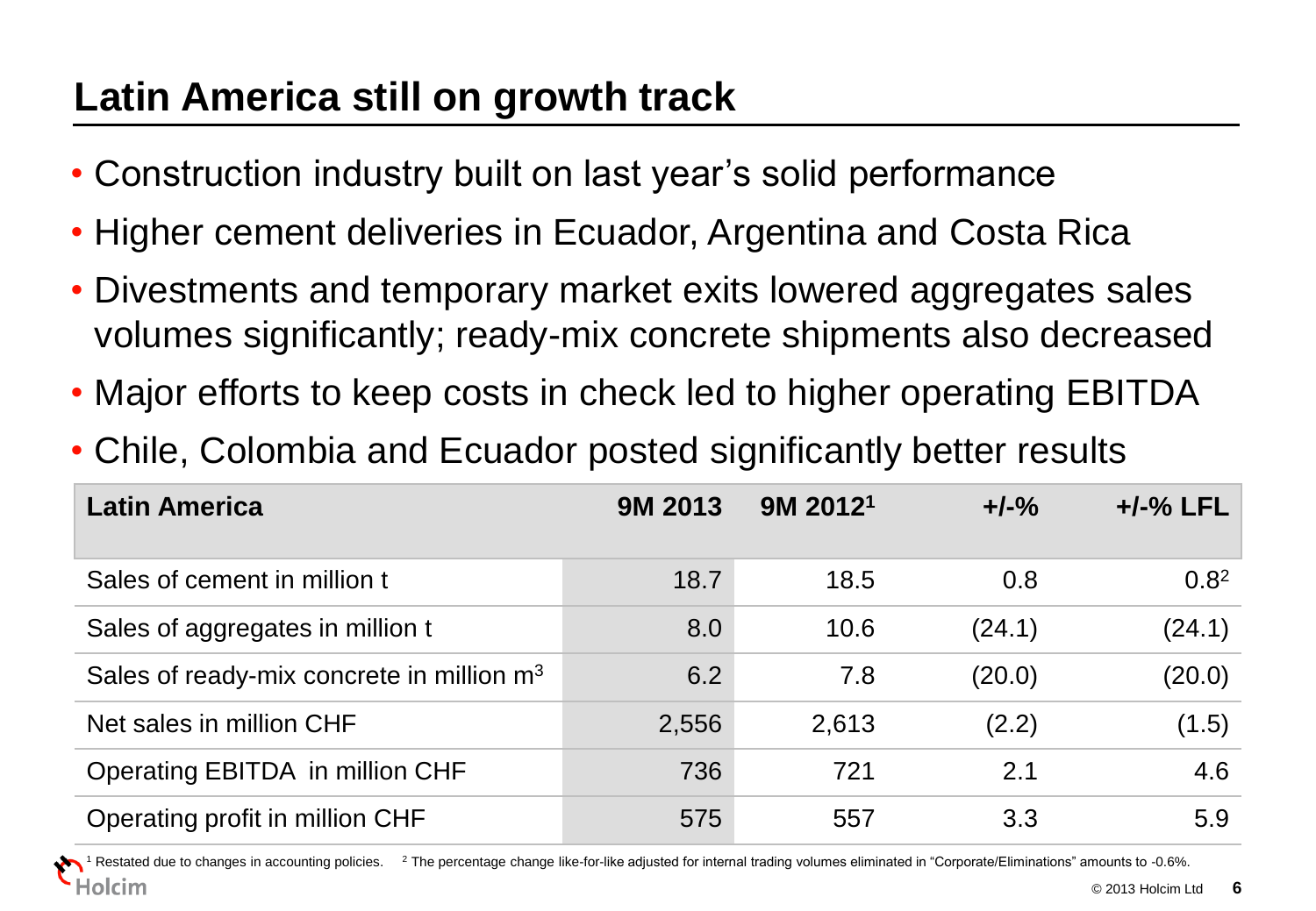# Latin America still on growth track

- Construction industry built on last year's solid performance
- Higher cement deliveries in Ecuador, Argentina and Costa Rica
- Divestments and temporary market exits lowered aggregates sales volumes significantly; ready-mix concrete shipments also decreased
- Major efforts to keep costs in check led to higher operating EBITDA
- Chile, Colombia and Ecuador posted significantly better results

| Latin America | 9M 2013 | 9M 2012[1] | +/-% | +/-% LFL |
|---|---|---|---|---|
| Sales of cement in million t | 18.7 | 18.5 | 0.8 | 0.8[2] |
| Sales of aggregates in million t | 8.0 | 10.6 | (24.1) | (24.1) |
| Sales of ready-mix concrete in million $m^3$ | 6.2 | 7.8 | (20.0) | (20.0) |
| Net sales in million CHF | 2,556 | 2,613 | (2.2) | (1.5) |
| Operating EBITDA in million CHF | 736 | 721 | 2.1 | 4.6 |
| Operating profit in million CHF | 575 | 557 | 3.3 | 5.9 |

[1] Restated due to changes in accounting policies. [2] The percentage change like-for-like adjusted for internal trading volumes eliminated in "Corporate/Eliminations" amounts to -0.6%.

© 2013 Holcim Ltd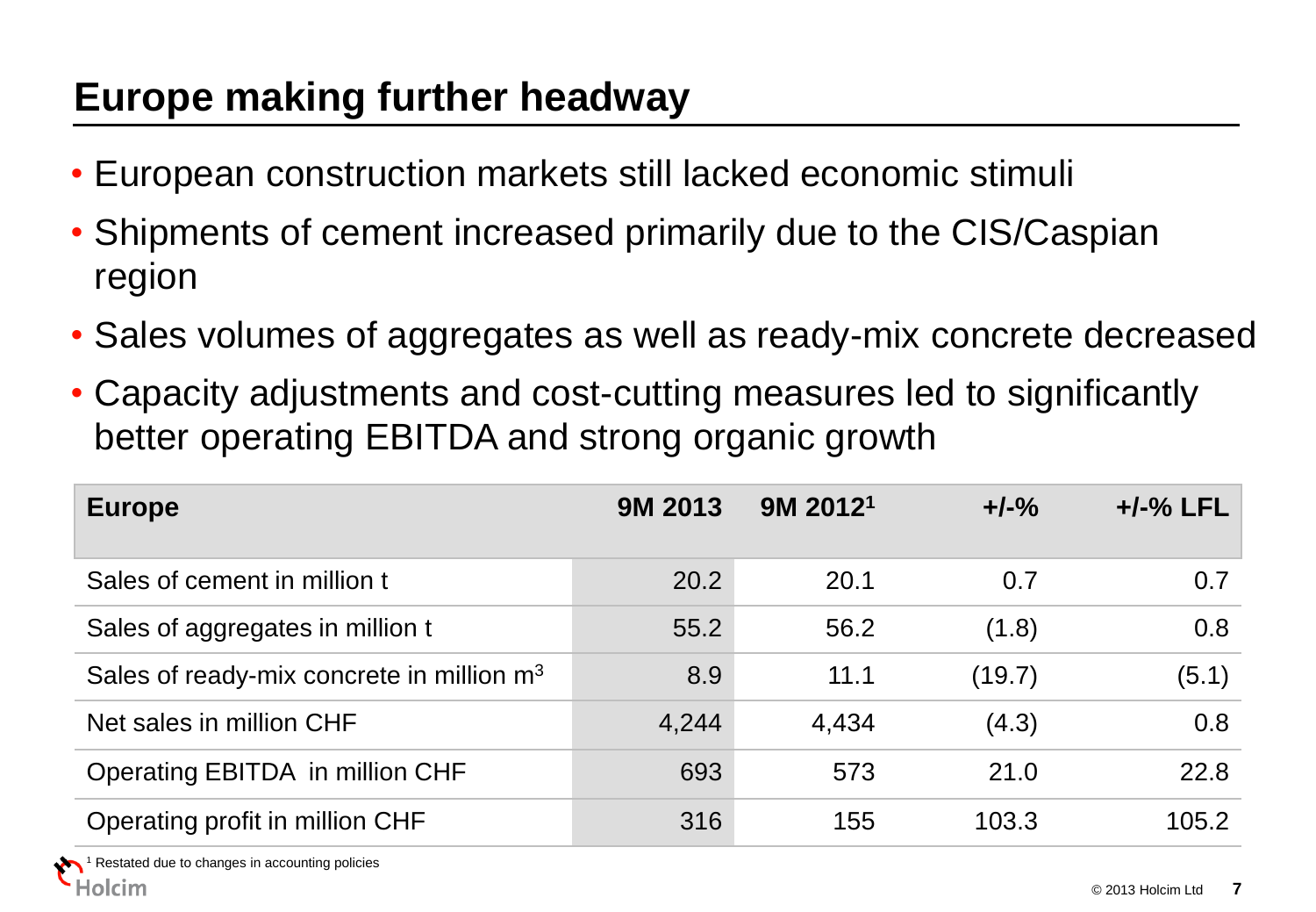# Europe making further headway

- European construction markets still lacked economic stimuli
- Shipments of cement increased primarily due to the CIS/Caspian region
- Sales volumes of aggregates as well as ready-mix concrete decreased
- Capacity adjustments and cost-cutting measures led to significantly better operating EBITDA and strong organic growth

| Europe | 9M 2013 | 9M 2012[1] | +/-% | +/-% LFL |
|---|---|---|---|---|
| Sales of cement in million t | 20.2 | 20.1 | 0.7 | 0.7 |
| Sales of aggregates in million t | 55.2 | 56.2 | (1.8) | 0.8 |
| Sales of ready-mix concrete in million $m^3$ | 8.9 | 11.1 | (19.7) | (5.1) |
| Net sales in million CHF | 4,244 | 4,434 | (4.3) | 0.8 |
| Operating EBITDA in million CHF | 693 | 573 | 21.0 | 22.8 |
| Operating profit in million CHF | 316 | 155 | 103.3 | 105.2 |

[1] Restated due to changes in accounting policies

© 2013 Holcim Ltd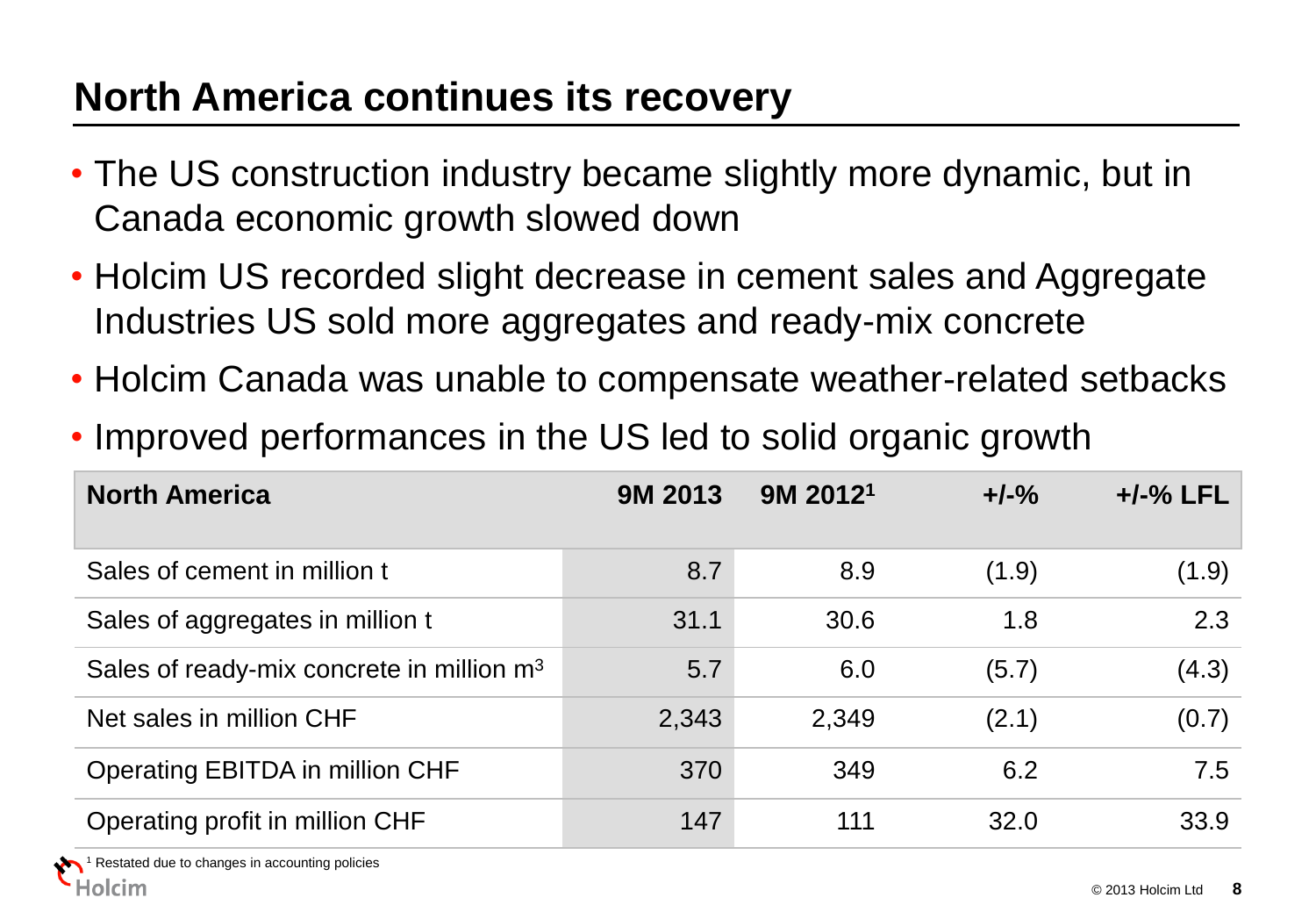# North America continues its recovery

- The US construction industry became slightly more dynamic, but in Canada economic growth slowed down
- Holcim US recorded slight decrease in cement sales and Aggregate Industries US sold more aggregates and ready-mix concrete
- Holcim Canada was unable to compensate weather-related setbacks
- Improved performances in the US led to solid organic growth

| North America | 9M 2013 | 9M 2012[1] | +/-% | +/-% LFL |
|---|---|---|---|---|
| Sales of cement in million t | 8.7 | 8.9 | (1.9) | (1.9) |
| Sales of aggregates in million t | 31.1 | 30.6 | 1.8 | 2.3 |
| Sales of ready-mix concrete in million $m^3$ | 5.7 | 6.0 | (5.7) | (4.3) |
| Net sales in million CHF | 2,343 | 2,349 | (2.1) | (0.7) |
| Operating EBITDA in million CHF | 370 | 349 | 6.2 | 7.5 |
| Operating profit in million CHF | 147 | 111 | 32.0 | 33.9 |

[1] Restated due to changes in accounting policies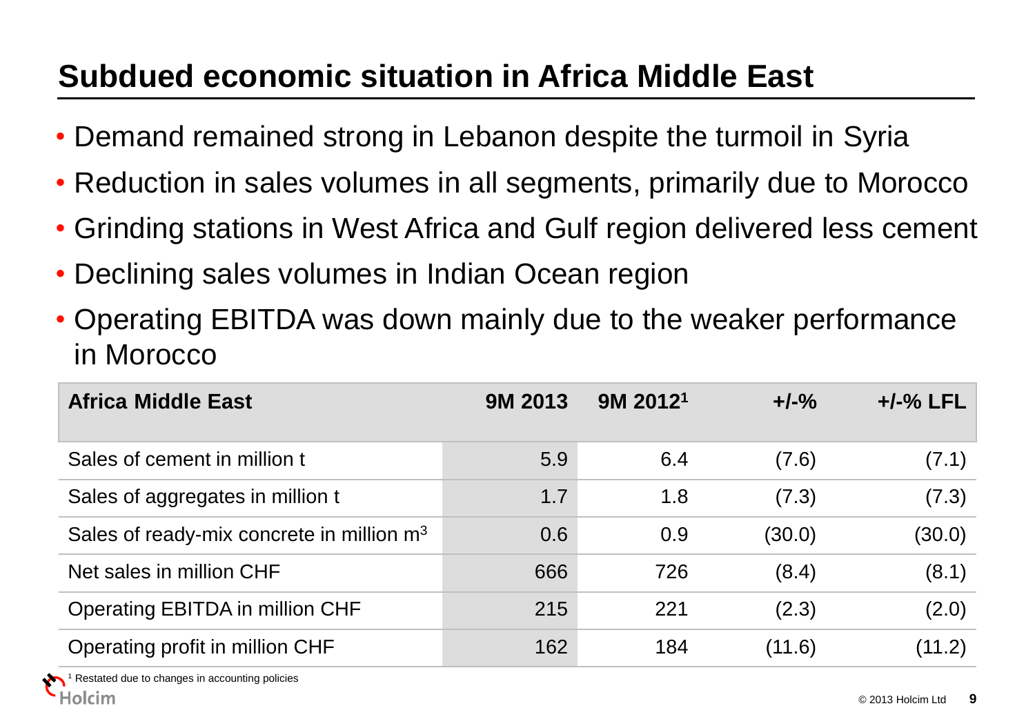# Subdued economic situation in Africa Middle East

- Demand remained strong in Lebanon despite the turmoil in Syria
- Reduction in sales volumes in all segments, primarily due to Morocco
- Grinding stations in West Africa and Gulf region delivered less cement
- Declining sales volumes in Indian Ocean region
- Operating EBITDA was down mainly due to the weaker performance in Morocco

| Africa Middle East | 9M 2013 | 9M 2012[1] | +/-% | +/-% LFL |
|---|---|---|---|---|
| Sales of cement in million t | 5.9 | 6.4 | (7.6) | (7.1) |
| Sales of aggregates in million t | 1.7 | 1.8 | (7.3) | (7.3) |
| Sales of ready-mix concrete in million $m^3$ | 0.6 | 0.9 | (30.0) | (30.0) |
| Net sales in million CHF | 666 | 726 | (8.4) | (8.1) |
| Operating EBITDA in million CHF | 215 | 221 | (2.3) | (2.0) |
| Operating profit in million CHF | 162 | 184 | (11.6) | (11.2) |

[1] Restated due to changes in accounting policies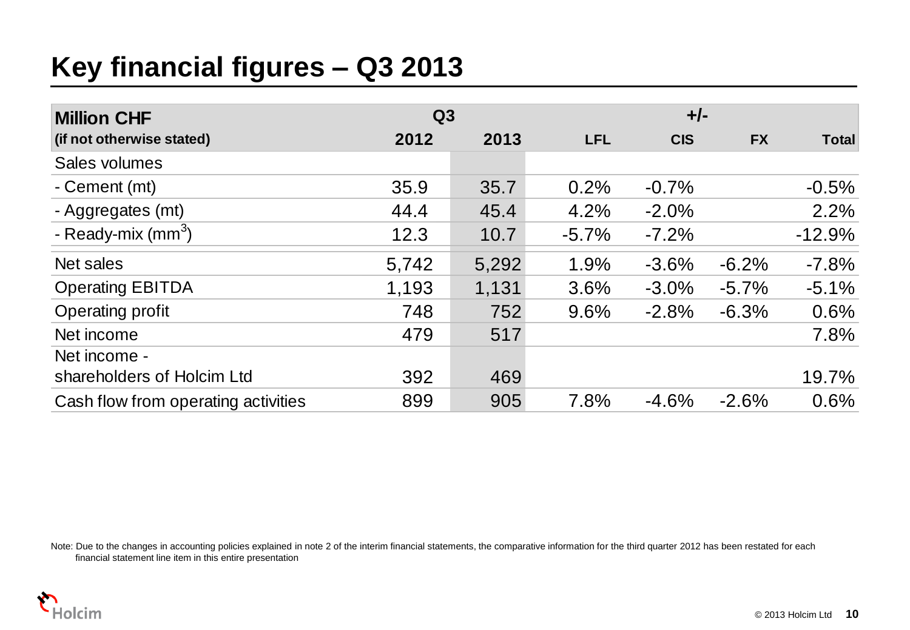# Key financial figures – Q3 2013

| Million CHF (if not otherwise stated) | Q3 2012 | Q3 2013 | +/- LFL | +/- CIS | +/- FX | +/- Total |
|---|---|---|---|---|---|---|
| Sales volumes | | | | | | |
| - Cement (mt) | 35.9 | 35.7 | 0.2% | -0.7% | | -0.5% |
| - Aggregates (mt) | 44.4 | 45.4 | 4.2% | -2.0% | | 2.2% |
| - Ready-mix ($mm^3$) | 12.3 | 10.7 | -5.7% | -7.2% | | -12.9% |
| Net sales | 5,742 | 5,292 | 1.9% | -3.6% | -6.2% | -7.8% |
| Operating EBITDA | 1,193 | 1,131 | 3.6% | -3.0% | -5.7% | -5.1% |
| Operating profit | 748 | 752 | 9.6% | -2.8% | -6.3% | 0.6% |
| Net income | 479 | 517 | | | | 7.8% |
| Net income - shareholders of Holcim Ltd | 392 | 469 | | | | 19.7% |
| Cash flow from operating activities | 899 | 905 | 7.8% | -4.6% | -2.6% | 0.6% |

Note: Due to the changes in accounting policies explained in note 2 of the interim financial statements, the comparative information for the third quarter 2012 has been restated for each financial statement line item in this entire presentation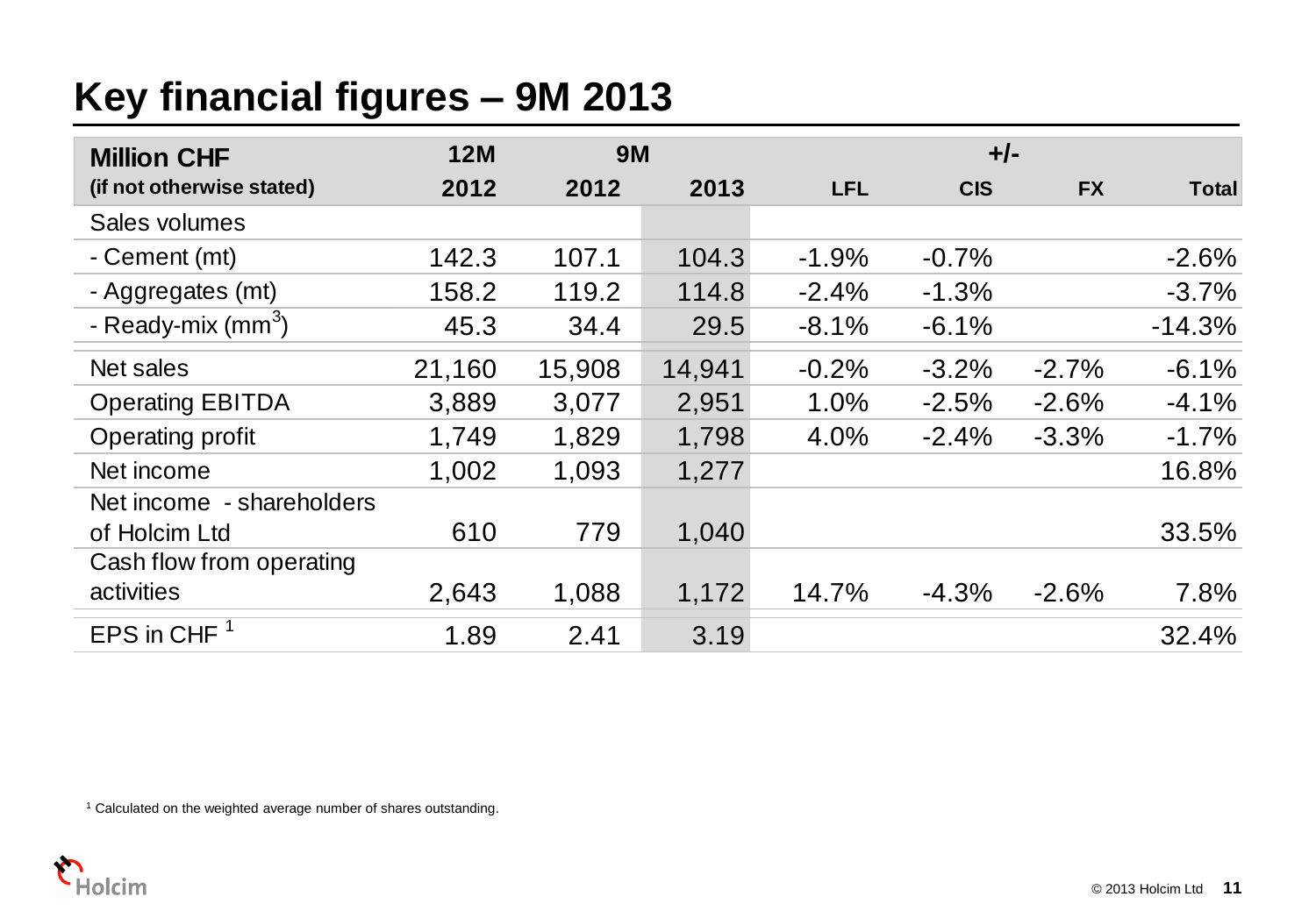# Key financial figures – 9M 2013

| Million CHF (if not otherwise stated) | 12M 2012 | 9M 2012 | 9M 2013 | +/- LFL | +/- CIS | +/- FX | +/- Total |
|---|---|---|---|---|---|---|---|
| Sales volumes | | | | | | | |
| - Cement (mt) | 142.3 | 107.1 | 104.3 | -1.9% | -0.7% | | -2.6% |
| - Aggregates (mt) | 158.2 | 119.2 | 114.8 | -2.4% | -1.3% | | -3.7% |
| - Ready-mix ($mm^3$) | 45.3 | 34.4 | 29.5 | -8.1% | -6.1% | | -14.3% |
| Net sales | 21,160 | 15,908 | 14,941 | -0.2% | -3.2% | -2.7% | -6.1% |
| Operating EBITDA | 3,889 | 3,077 | 2,951 | 1.0% | -2.5% | -2.6% | -4.1% |
| Operating profit | 1,749 | 1,829 | 1,798 | 4.0% | -2.4% | -3.3% | -1.7% |
| Net income | 1,002 | 1,093 | 1,277 | | | | 16.8% |
| Net income - shareholders of Holcim Ltd | 610 | 779 | 1,040 | | | | 33.5% |
| Cash flow from operating activities | 2,643 | 1,088 | 1,172 | 14.7% | -4.3% | -2.6% | 7.8% |
| EPS in CHF [1] | 1.89 | 2.41 | 3.19 | | | | 32.4% |

[1] Calculated on the weighted average number of shares outstanding.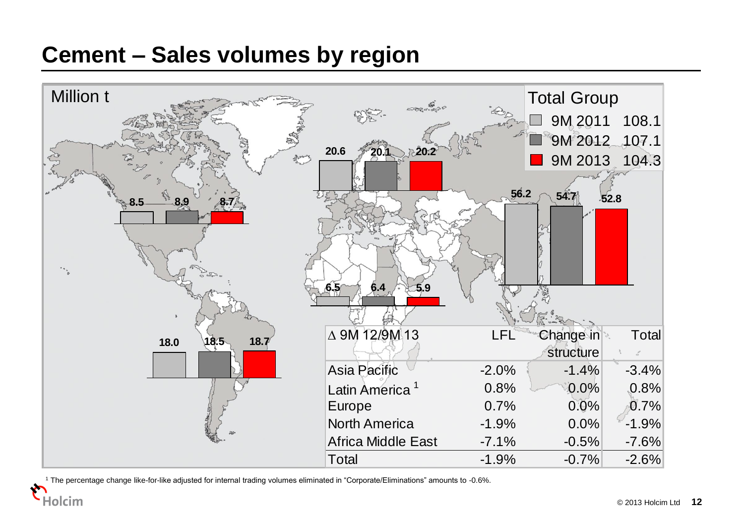# Cement – Sales volumes by region

Million t

**Total Group**

| | |
|---|---|
| 9M 2011 | 108.1 |
| 9M 2012 | 107.1 |
| 9M 2013 | 104.3 |

| Region | 9M 2011 | 9M 2012 | 9M 2013 |
|---|---|---|---|
| North America | 8.5 | 8.9 | 8.7 |
| Latin America | 18.0 | 18.5 | 18.7 |
| Europe | 20.6 | 20.1 | 20.2 |
| Africa Middle East | 6.5 | 6.4 | 5.9 |
| Asia Pacific | 56.2 | 54.7 | 52.8 |

| ∆ 9M 12/9M 13 | LFL | Change in structure | Total |
|---|---|---|---|
| Asia Pacific | -2.0% | -1.4% | -3.4% |
| Latin America [1] | 0.8% | 0.0% | 0.8% |
| Europe | 0.7% | 0.0% | 0.7% |
| North America | -1.9% | 0.0% | -1.9% |
| Africa Middle East | -7.1% | -0.5% | -7.6% |
| Total | -1.9% | -0.7% | -2.6% |

[1] The percentage change like-for-like adjusted for internal trading volumes eliminated in "Corporate/Eliminations" amounts to -0.6%.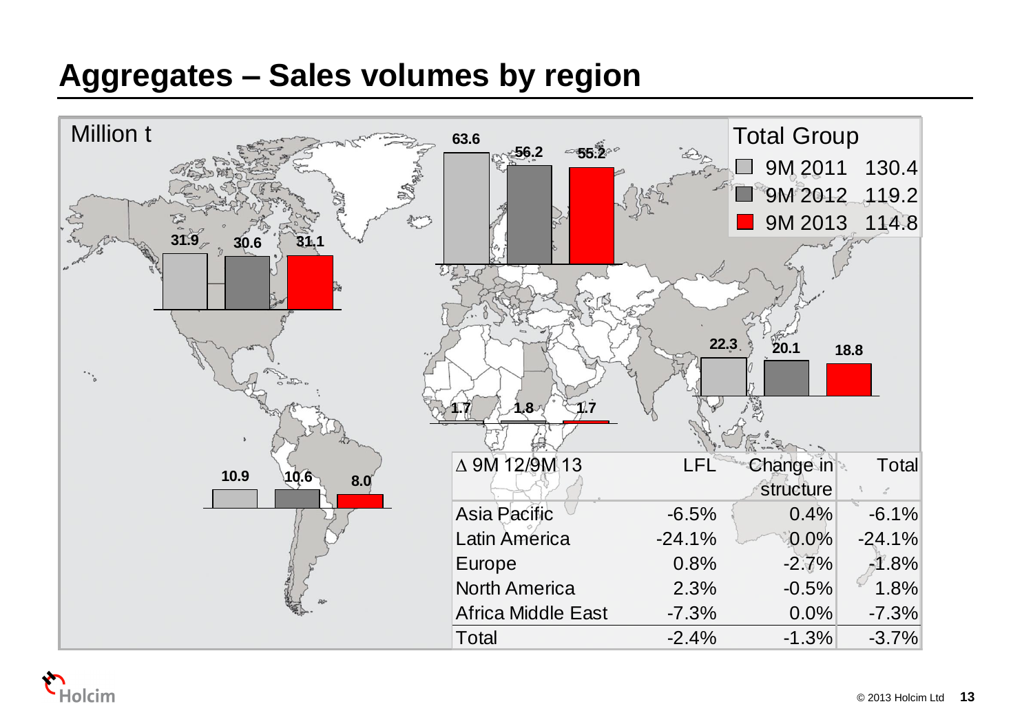# Aggregates – Sales volumes by region

Million t

| Region | 9M 2011 | 9M 2012 | 9M 2013 |
|---|---|---|---|
| North America | 31.9 | 30.6 | 31.1 |
| Europe | 63.6 | 56.2 | 55.2 |
| Asia Pacific | 22.3 | 20.1 | 18.8 |
| Africa Middle East | 1.7 | 1.8 | 1.7 |
| Latin America | 10.9 | 10.6 | 8.0 |

**Total Group**

| | |
|---|---|
| 9M 2011 | 130.4 |
| 9M 2012 | 119.2 |
| 9M 2013 | 114.8 |

| ∆ 9M 12/9M 13 | LFL | Change in structure | Total |
|---|---|---|---|
| Asia Pacific | -6.5% | 0.4% | -6.1% |
| Latin America | -24.1% | 0.0% | -24.1% |
| Europe | 0.8% | -2.7% | -1.8% |
| North America | 2.3% | -0.5% | 1.8% |
| Africa Middle East | -7.3% | 0.0% | -7.3% |
| Total | -2.4% | -1.3% | -3.7% |

© 2013 Holcim Ltd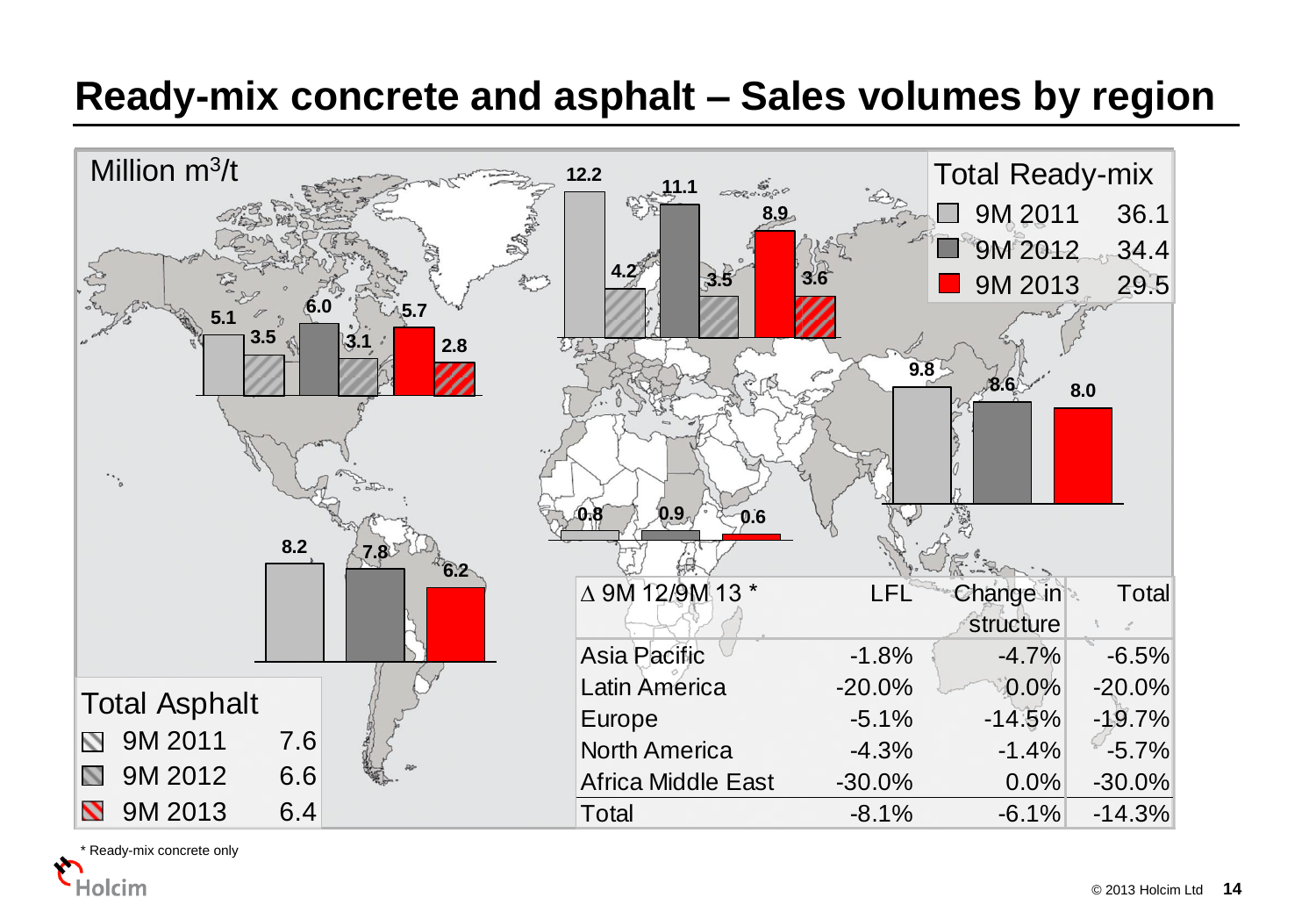# Ready-mix concrete and asphalt – Sales volumes by region

Million $m^3$/t

| Region | Ready-mix 9M 2011 | Ready-mix 9M 2012 | Ready-mix 9M 2013 | Asphalt 9M 2011 | Asphalt 9M 2012 | Asphalt 9M 2013 |
|---|---|---|---|---|---|---|
| North America | 5.1 | 6.0 | 5.7 | 3.5 | 3.1 | 2.8 |
| Latin America | 8.2 | 7.8 | 6.2 | | | |
| Europe | 12.2 | 11.1 | 8.9 | 4.2 | 3.5 | 3.6 |
| Africa Middle East | 0.8 | 0.9 | 0.6 | | | |
| Asia Pacific | 9.8 | 8.6 | 8.0 | | | |

| Total Ready-mix | |
|---|---|
| 9M 2011 | 36.1 |
| 9M 2012 | 34.4 |
| 9M 2013 | 29.5 |

| Total Asphalt | |
|---|---|
| 9M 2011 | 7.6 |
| 9M 2012 | 6.6 |
| 9M 2013 | 6.4 |

| ∆ 9M 12/9M 13 * | LFL | Change in structure | Total |
|---|---|---|---|
| Asia Pacific | -1.8% | -4.7% | -6.5% |
| Latin America | -20.0% | 0.0% | -20.0% |
| Europe | -5.1% | -14.5% | -19.7% |
| North America | -4.3% | -1.4% | -5.7% |
| Africa Middle East | -30.0% | 0.0% | -30.0% |
| Total | -8.1% | -6.1% | -14.3% |

\* Ready-mix concrete only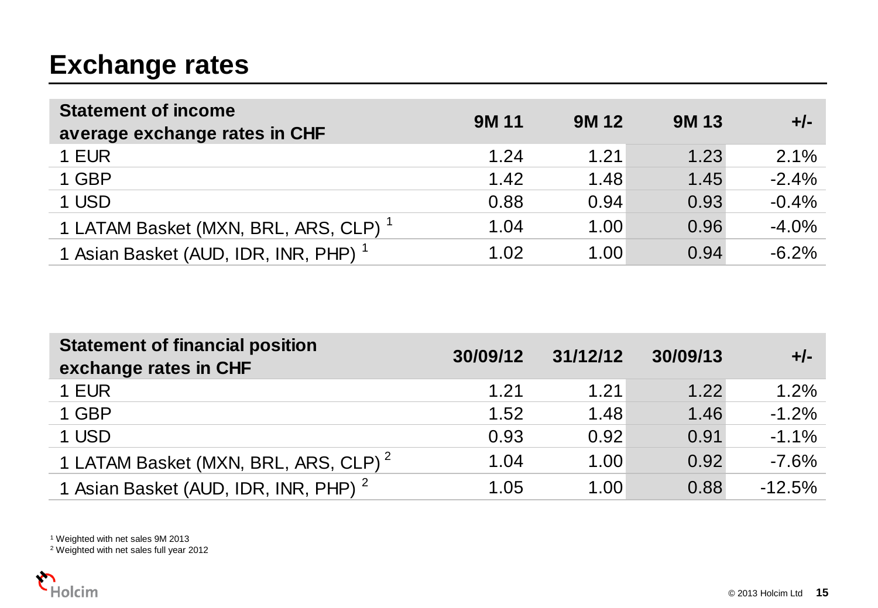# Exchange rates

| Statement of income average exchange rates in CHF | 9M 11 | 9M 12 | 9M 13 | +/- |
|---|---|---|---|---|
| 1 EUR | 1.24 | 1.21 | 1.23 | 2.1% |
| 1 GBP | 1.42 | 1.48 | 1.45 | -2.4% |
| 1 USD | 0.88 | 0.94 | 0.93 | -0.4% |
| 1 LATAM Basket (MXN, BRL, ARS, CLP) [1] | 1.04 | 1.00 | 0.96 | -4.0% |
| 1 Asian Basket (AUD, IDR, INR, PHP) [1] | 1.02 | 1.00 | 0.94 | -6.2% |

| Statement of financial position exchange rates in CHF | 30/09/12 | 31/12/12 | 30/09/13 | +/- |
|---|---|---|---|---|
| 1 EUR | 1.21 | 1.21 | 1.22 | 1.2% |
| 1 GBP | 1.52 | 1.48 | 1.46 | -1.2% |
| 1 USD | 0.93 | 0.92 | 0.91 | -1.1% |
| 1 LATAM Basket (MXN, BRL, ARS, CLP) [2] | 1.04 | 1.00 | 0.92 | -7.6% |
| 1 Asian Basket (AUD, IDR, INR, PHP) [2] | 1.05 | 1.00 | 0.88 | -12.5% |

[1] Weighted with net sales 9M 2013

[2] Weighted with net sales full year 2012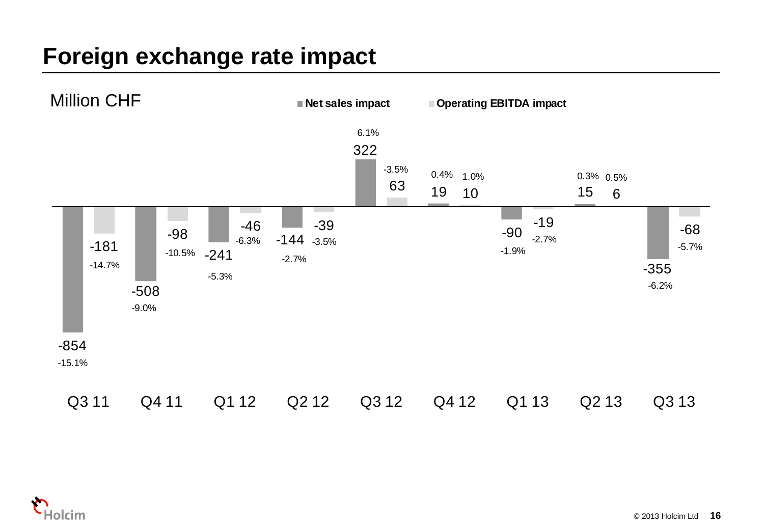# Foreign exchange rate impact

Million CHF

| Quarter | Net sales impact | Net sales impact (%) | Operating EBITDA impact | Operating EBITDA impact (%) |
|---|---|---|---|---|
| Q3 11 | -854 | -15.1% | -181 | -14.7% |
| Q4 11 | -508 | -9.0% | -98 | -10.5% |
| Q1 12 | -241 | -5.3% | -46 | -6.3% |
| Q2 12 | -144 | -2.7% | -39 | -3.5% |
| Q3 12 | 322 | 6.1% | 63 | -3.5% |
| Q4 12 | 19 | 0.4% | 10 | 1.0% |
| Q1 13 | -90 | -1.9% | -19 | -2.7% |
| Q2 13 | 15 | 0.3% | 6 | 0.5% |
| Q3 13 | -355 | -6.2% | -68 | -5.7% |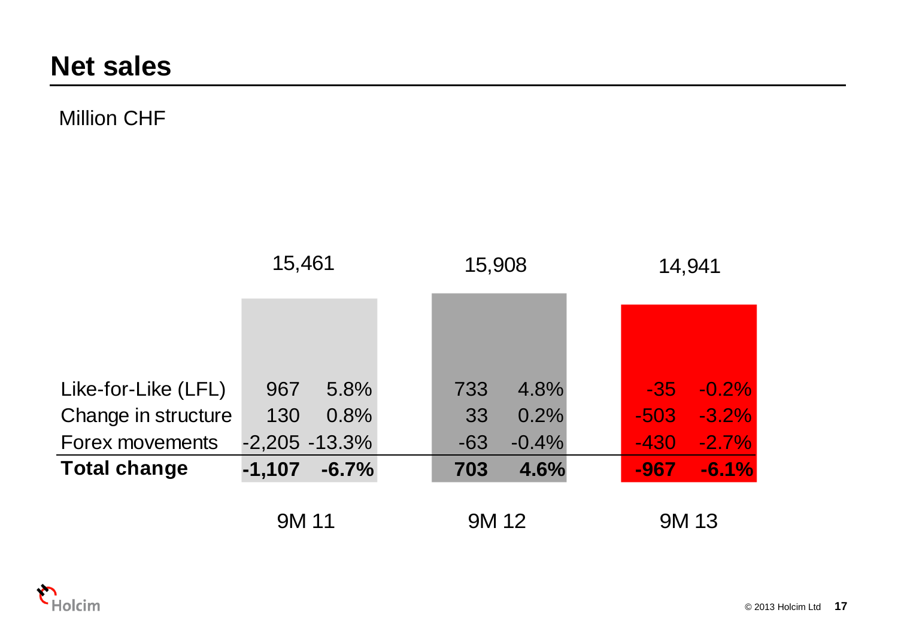# Net sales

Million CHF

| | 9M 11 | | 9M 12 | | 9M 13 | |
|---|---|---|---|---|---|---|
| Net sales | 15,461 | | 15,908 | | 14,941 | |
| Like-for-Like (LFL) | 967 | 5.8% | 733 | 4.8% | -35 | -0.2% |
| Change in structure | 130 | 0.8% | 33 | 0.2% | -503 | -3.2% |
| Forex movements | -2,205 | -13.3% | -63 | -0.4% | -430 | -2.7% |
| **Total change** | **-1,107** | **-6.7%** | **703** | **4.6%** | **-967** | **-6.1%** |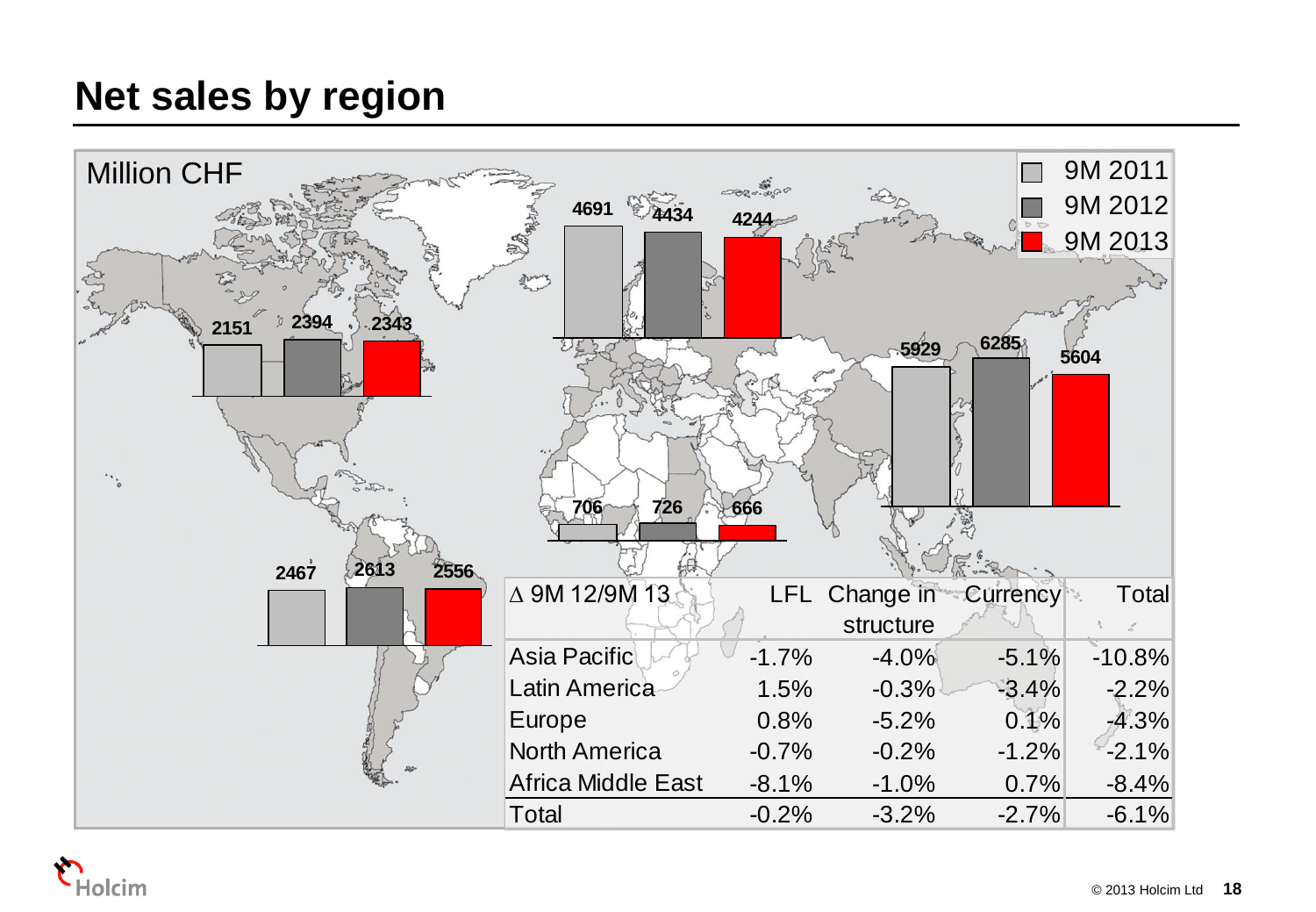# Net sales by region

Million CHF

| Region | 9M 2011 | 9M 2012 | 9M 2013 |
|---|---|---|---|
| North America | 2151 | 2394 | 2343 |
| Europe | 4691 | 4434 | 4244 |
| Asia Pacific | 5929 | 6285 | 5604 |
| Africa Middle East | 706 | 726 | 666 |
| Latin America | 2467 | 2613 | 2556 |

| ∆ 9M 12/9M 13 | LFL | Change in structure | Currency | Total |
|---|---|---|---|---|
| Asia Pacific | -1.7% | -4.0% | -5.1% | -10.8% |
| Latin America | 1.5% | -0.3% | -3.4% | -2.2% |
| Europe | 0.8% | -5.2% | 0.1% | -4.3% |
| North America | -0.7% | -0.2% | -1.2% | -2.1% |
| Africa Middle East | -8.1% | -1.0% | 0.7% | -8.4% |
| Total | -0.2% | -3.2% | -2.7% | -6.1% |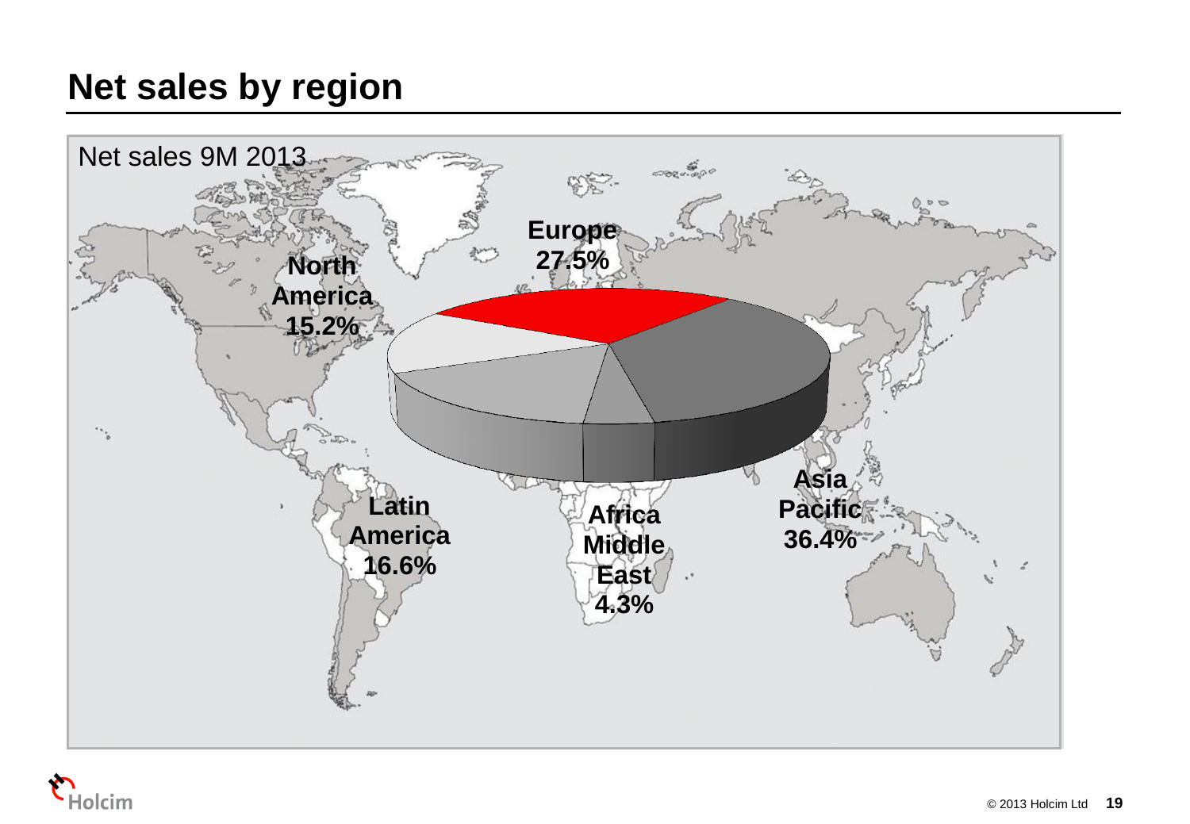# Net sales by region

Net sales 9M 2013

| Region | Share |
|---|---|
| Europe | 27.5% |
| North America | 15.2% |
| Latin America | 16.6% |
| Africa Middle East | 4.3% |
| Asia Pacific | 36.4% |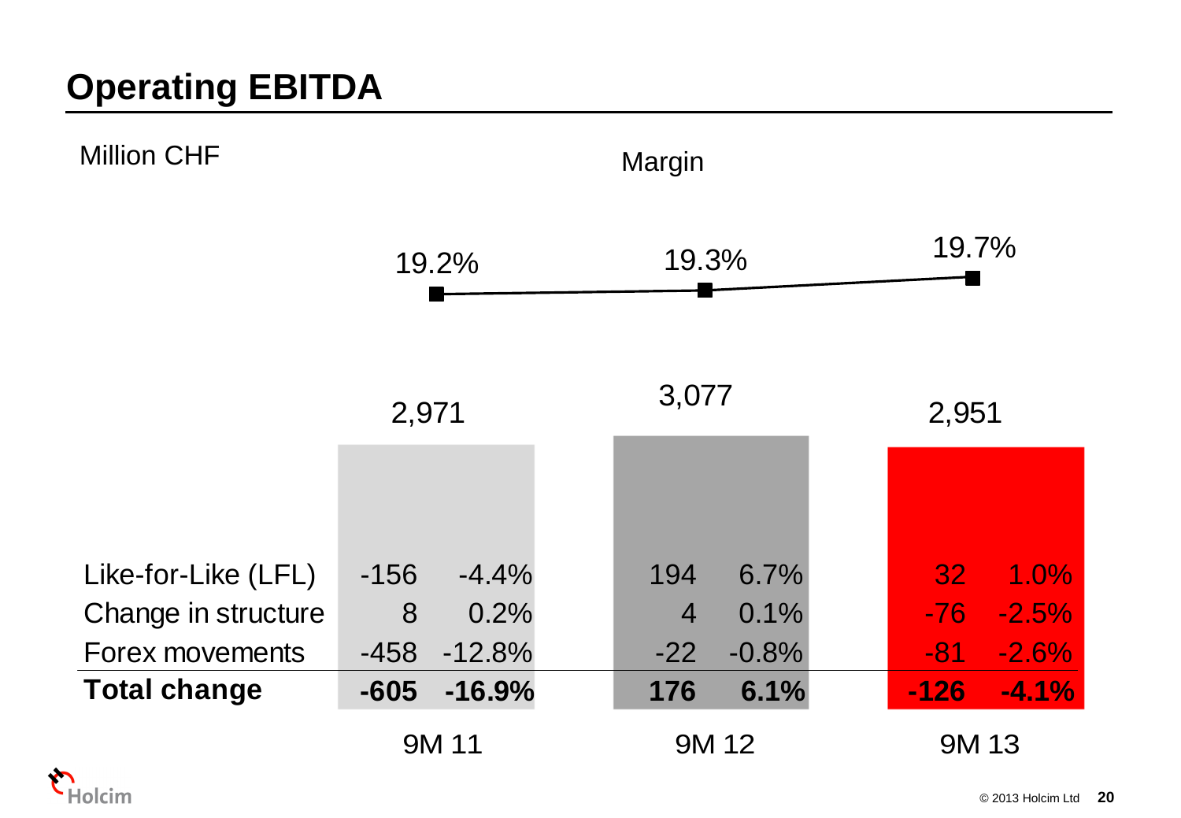# Operating EBITDA

Million CHF

Margin

| | 9M 11 | | 9M 12 | | 9M 13 | |
|---|---|---|---|---|---|---|
| Margin | 19.2% | | 19.3% | | 19.7% | |
| Operating EBITDA | 2,971 | | 3,077 | | 2,951 | |
| Like-for-Like (LFL) | -156 | -4.4% | 194 | 6.7% | 32 | 1.0% |
| Change in structure | 8 | 0.2% | 4 | 0.1% | -76 | -2.5% |
| Forex movements | -458 | -12.8% | -22 | -0.8% | -81 | -2.6% |
| **Total change** | **-605** | **-16.9%** | **176** | **6.1%** | **-126** | **-4.1%** |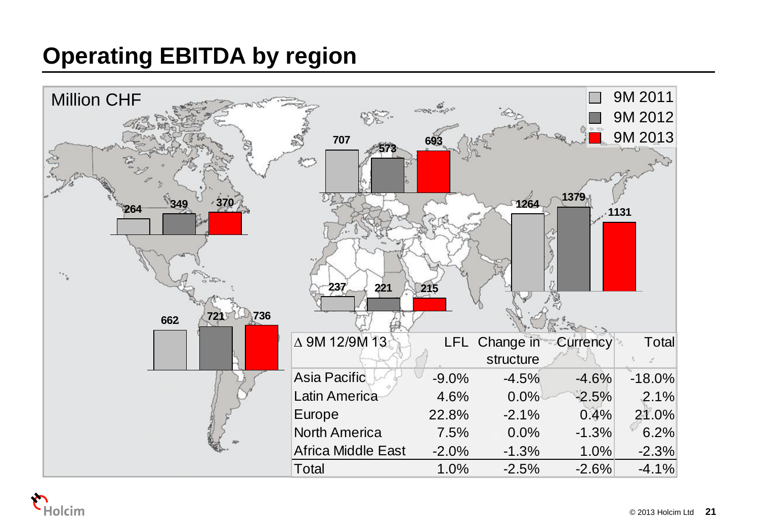# Operating EBITDA by region

Million CHF

| Region | 9M 2011 | 9M 2012 | 9M 2013 |
|---|---|---|---|
| North America | 264 | 349 | 370 |
| Latin America | 662 | 721 | 736 |
| Europe | 707 | 573 | 693 |
| Africa Middle East | 237 | 221 | 215 |
| Asia Pacific | 1264 | 1379 | 1131 |

| Δ 9M 12/9M 13 | LFL | Change in structure | Currency | Total |
|---|---|---|---|---|
| Asia Pacific | -9.0% | -4.5% | -4.6% | -18.0% |
| Latin America | 4.6% | 0.0% | -2.5% | 2.1% |
| Europe | 22.8% | -2.1% | 0.4% | 21.0% |
| North America | 7.5% | 0.0% | -1.3% | 6.2% |
| Africa Middle East | -2.0% | -1.3% | 1.0% | -2.3% |
| Total | 1.0% | -2.5% | -2.6% | -4.1% |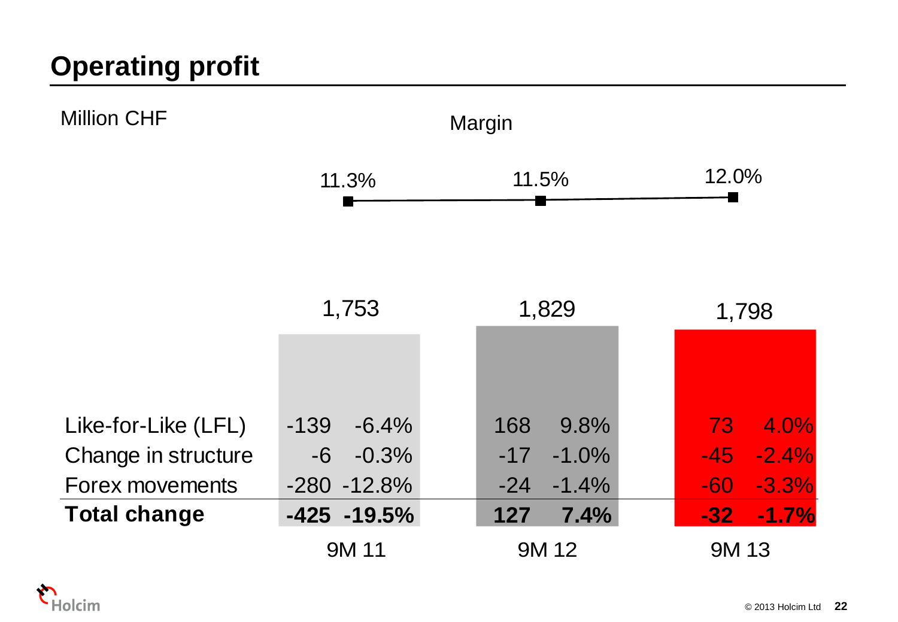# Operating profit

Million CHF

Margin

| | 9M 11 | | 9M 12 | | 9M 13 | |
|---|---|---|---|---|---|---|
| Margin | 11.3% | | 11.5% | | 12.0% | |
| Operating profit | 1,753 | | 1,829 | | 1,798 | |
| Like-for-Like (LFL) | -139 | -6.4% | 168 | 9.8% | 73 | 4.0% |
| Change in structure | -6 | -0.3% | -17 | -1.0% | -45 | -2.4% |
| Forex movements | -280 | -12.8% | -24 | -1.4% | -60 | -3.3% |
| **Total change** | **-425** | **-19.5%** | **127** | **7.4%** | **-32** | **-1.7%** |

© 2013 Holcim Ltd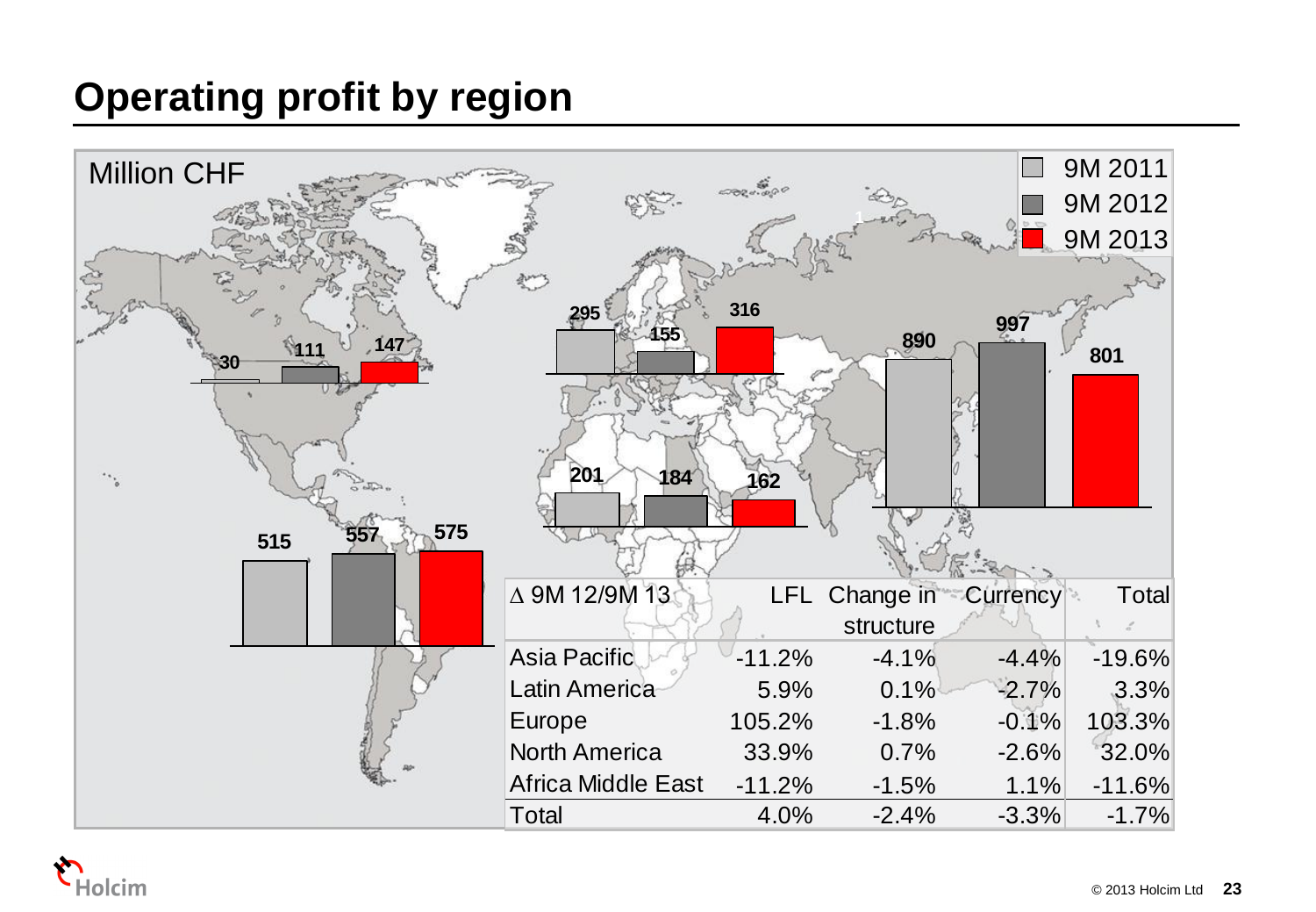# Operating profit by region

Million CHF

| Region | 9M 2011 | 9M 2012 | 9M 2013 |
|---|---|---|---|
| North America | 30 | 111 | 147 |
| Latin America | 515 | 557 | 575 |
| Europe | 295 | 155 | 316 |
| Africa Middle East | 201 | 184 | 162 |
| Asia Pacific | 890 | 997 | 801 |

| ∆ 9M 12/9M 13 | LFL | Change in structure | Currency | Total |
|---|---|---|---|---|
| Asia Pacific | -11.2% | -4.1% | -4.4% | -19.6% |
| Latin America | 5.9% | 0.1% | -2.7% | 3.3% |
| Europe | 105.2% | -1.8% | -0.1% | 103.3% |
| North America | 33.9% | 0.7% | -2.6% | 32.0% |
| Africa Middle East | -11.2% | -1.5% | 1.1% | -11.6% |
| Total | 4.0% | -2.4% | -3.3% | -1.7% |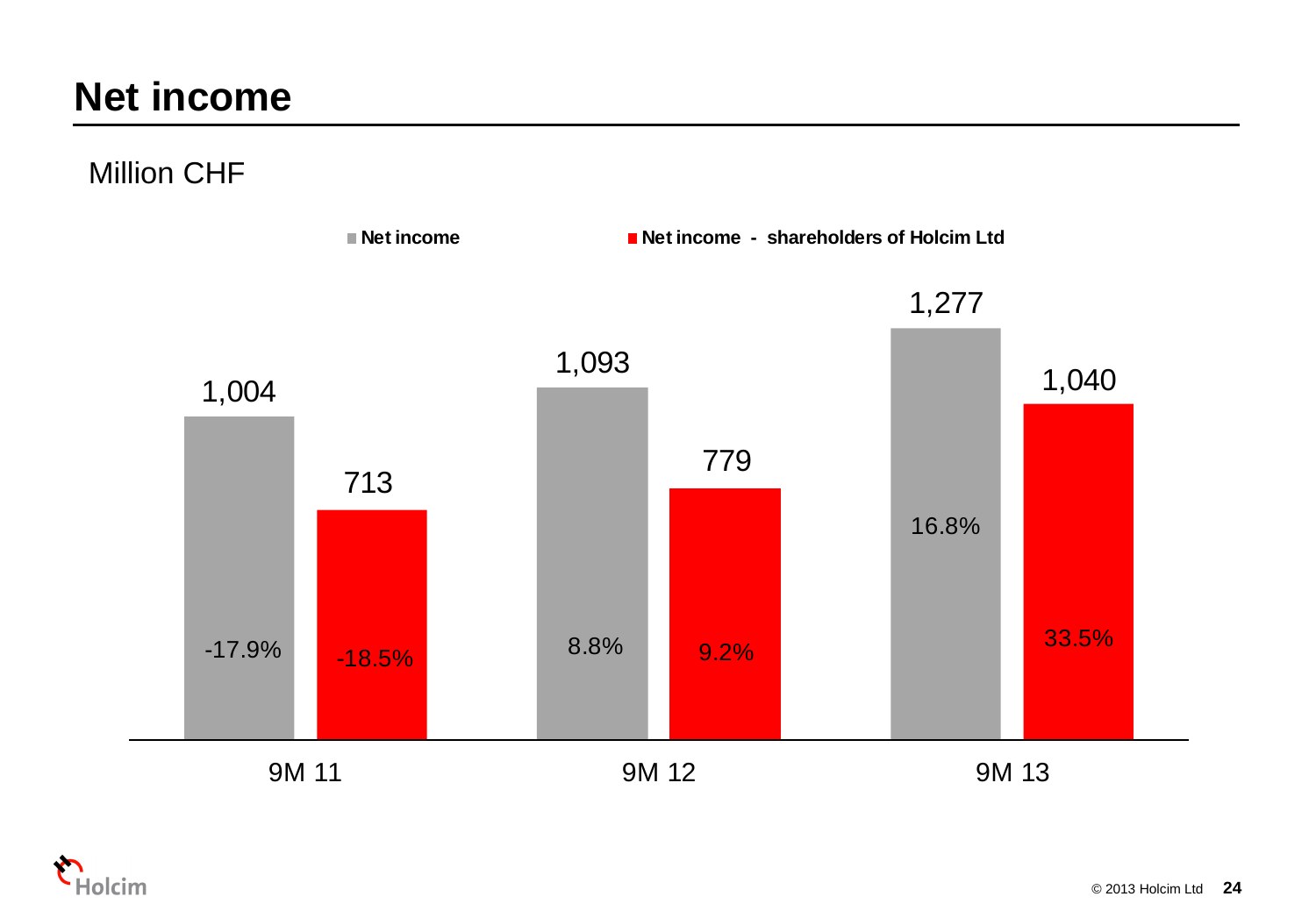# Net income

Million CHF

| | Net income | Net income - shareholders of Holcim Ltd |
|---|---|---|
| 9M 11 | 1,004 (-17.9%) | 713 (-18.5%) |
| 9M 12 | 1,093 (8.8%) | 779 (9.2%) |
| 9M 13 | 1,277 (16.8%) | 1,040 (33.5%) |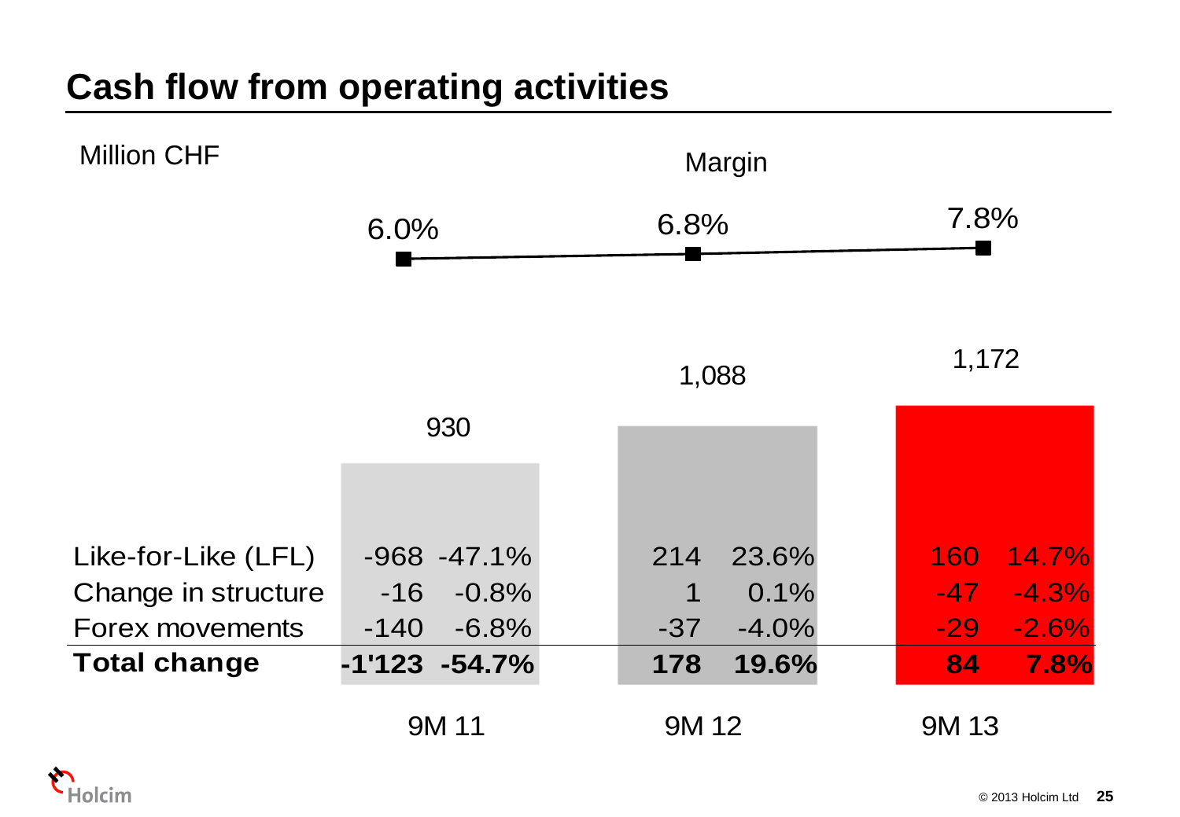# Cash flow from operating activities

Million CHF

Margin

| | 9M 11 | | 9M 12 | | 9M 13 | |
|---|---|---|---|---|---|---|
| Margin | 6.0% | | 6.8% | | 7.8% | |
| Cash flow from operating activities | 930 | | 1,088 | | 1,172 | |
| Like-for-Like (LFL) | -968 | -47.1% | 214 | 23.6% | 160 | 14.7% |
| Change in structure | -16 | -0.8% | 1 | 0.1% | -47 | -4.3% |
| Forex movements | -140 | -6.8% | -37 | -4.0% | -29 | -2.6% |
| **Total change** | **-1'123** | **-54.7%** | **178** | **19.6%** | **84** | **7.8%** |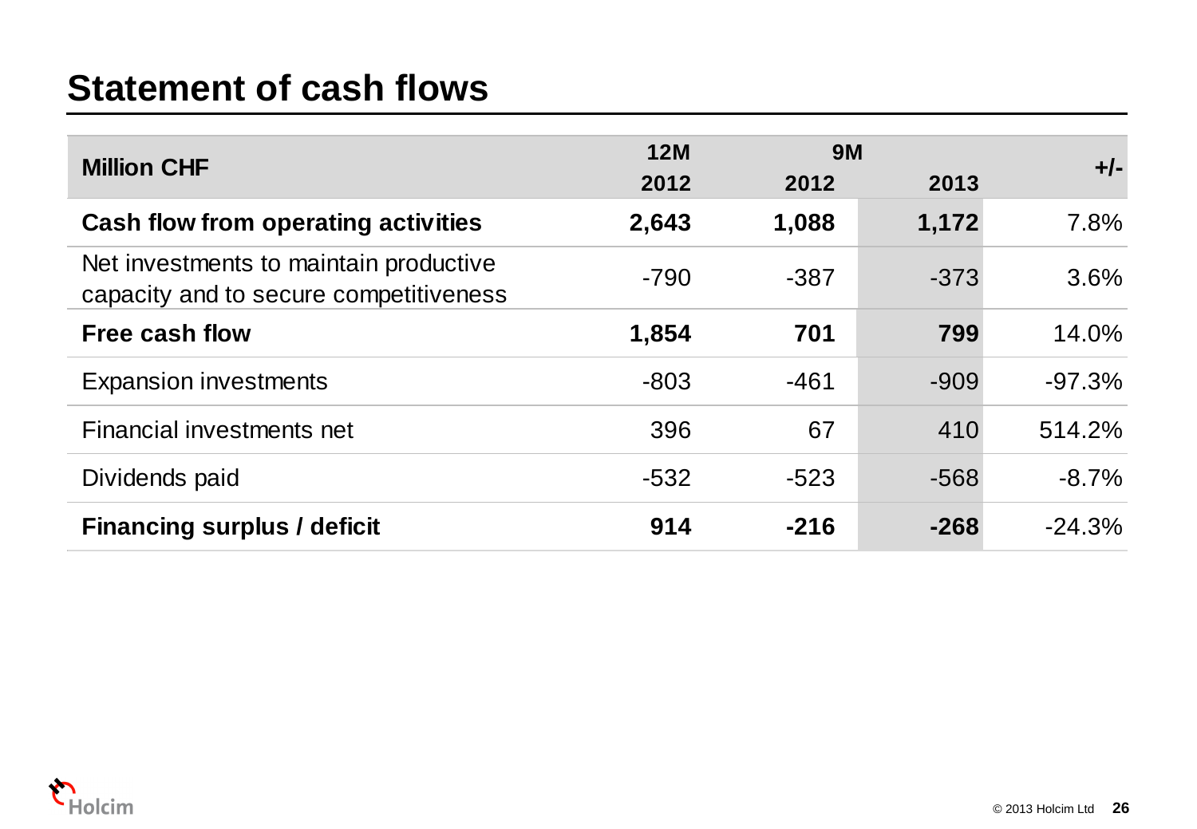# Statement of cash flows

| Million CHF | 12M | 9M | | +/- |
|---|---|---|---|---|
| | 2012 | 2012 | 2013 | |
| **Cash flow from operating activities** | **2,643** | **1,088** | **1,172** | 7.8% |
| Net investments to maintain productive capacity and to secure competitiveness | -790 | -387 | -373 | 3.6% |
| **Free cash flow** | **1,854** | **701** | **799** | 14.0% |
| Expansion investments | -803 | -461 | -909 | -97.3% |
| Financial investments net | 396 | 67 | 410 | 514.2% |
| Dividends paid | -532 | -523 | -568 | -8.7% |
| **Financing surplus / deficit** | **914** | **-216** | **-268** | -24.3% |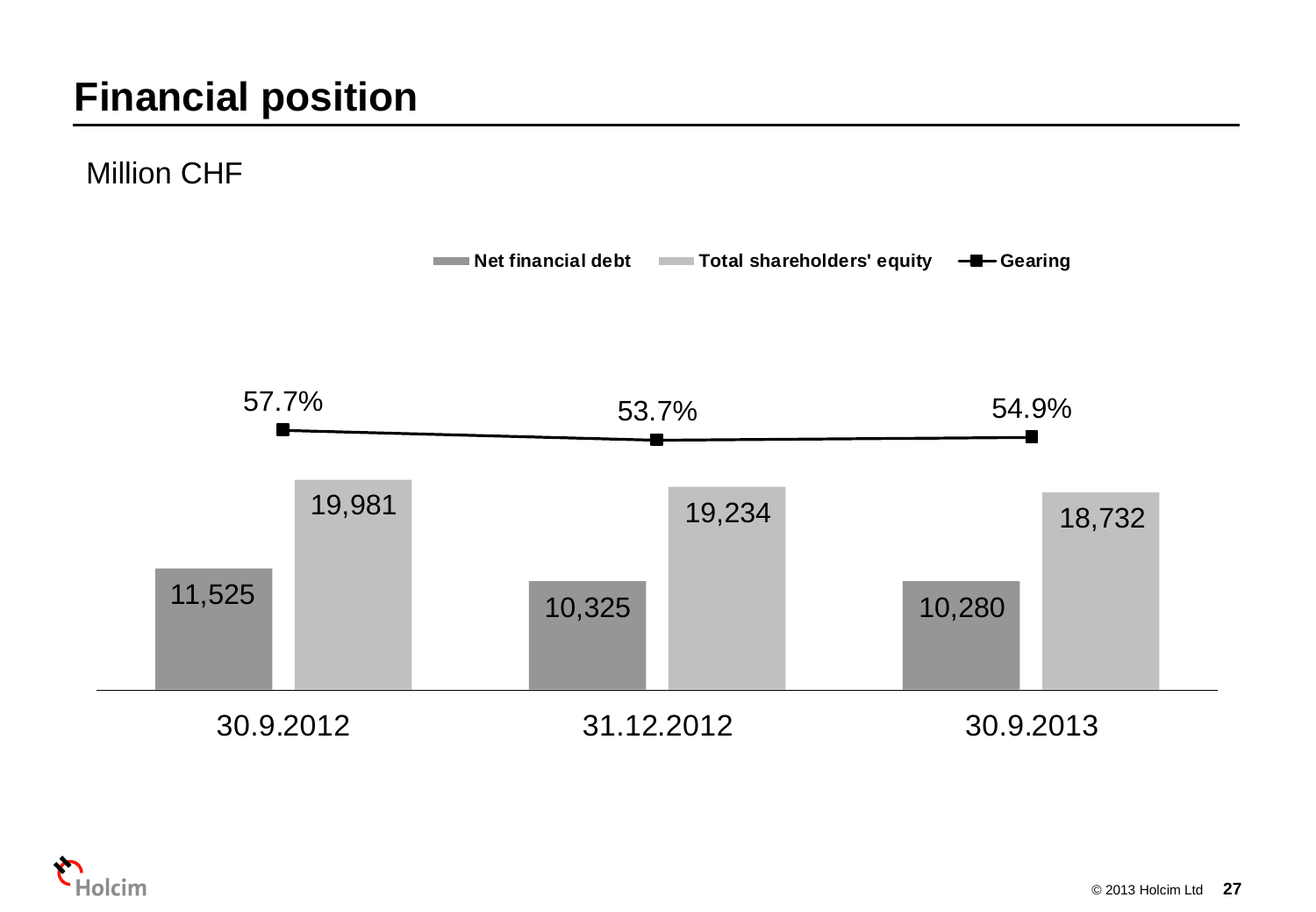# Financial position

Million CHF

| | 30.9.2012 | 31.12.2012 | 30.9.2013 |
|---|---|---|---|
| Net financial debt | 11,525 | 10,325 | 10,280 |
| Total shareholders' equity | 19,981 | 19,234 | 18,732 |
| Gearing | 57.7% | 53.7% | 54.9% |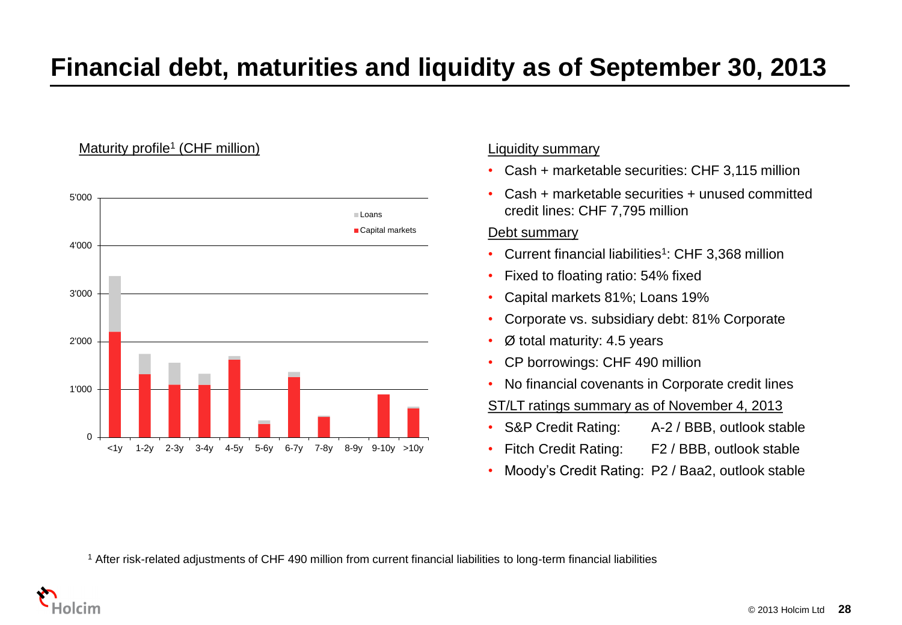# Financial debt, maturities and liquidity as of September 30, 2013

Maturity profile[1] (CHF million)

Liquidity summary

- Cash + marketable securities: CHF 3,115 million
- Cash + marketable securities + unused committed credit lines: CHF 7,795 million

Debt summary

- Current financial liabilities[1]: CHF 3,368 million
- Fixed to floating ratio: 54% fixed
- Capital markets 81%; Loans 19%
- Corporate vs. subsidiary debt: 81% Corporate
- Ø total maturity: 4.5 years
- CP borrowings: CHF 490 million
- No financial covenants in Corporate credit lines

ST/LT ratings summary as of November 4, 2013

- S&P Credit Rating: A-2 / BBB, outlook stable
- Fitch Credit Rating: F2 / BBB, outlook stable
- Moody's Credit Rating: P2 / Baa2, outlook stable

[1] After risk-related adjustments of CHF 490 million from current financial liabilities to long-term financial liabilities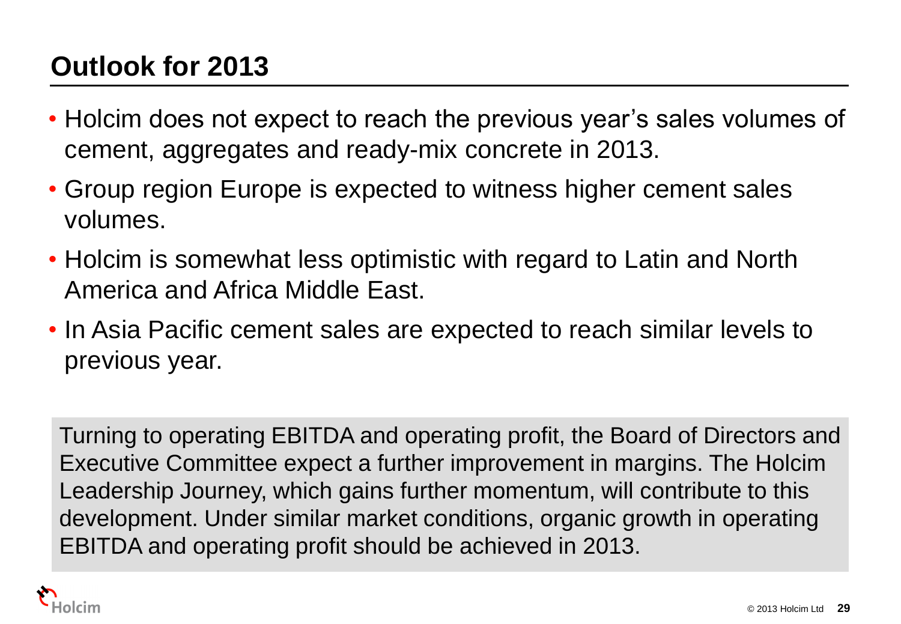# Outlook for 2013

- Holcim does not expect to reach the previous year's sales volumes of cement, aggregates and ready-mix concrete in 2013.
- Group region Europe is expected to witness higher cement sales volumes.
- Holcim is somewhat less optimistic with regard to Latin and North America and Africa Middle East.
- In Asia Pacific cement sales are expected to reach similar levels to previous year.

Turning to operating EBITDA and operating profit, the Board of Directors and Executive Committee expect a further improvement in margins. The Holcim Leadership Journey, which gains further momentum, will contribute to this development. Under similar market conditions, organic growth in operating EBITDA and operating profit should be achieved in 2013.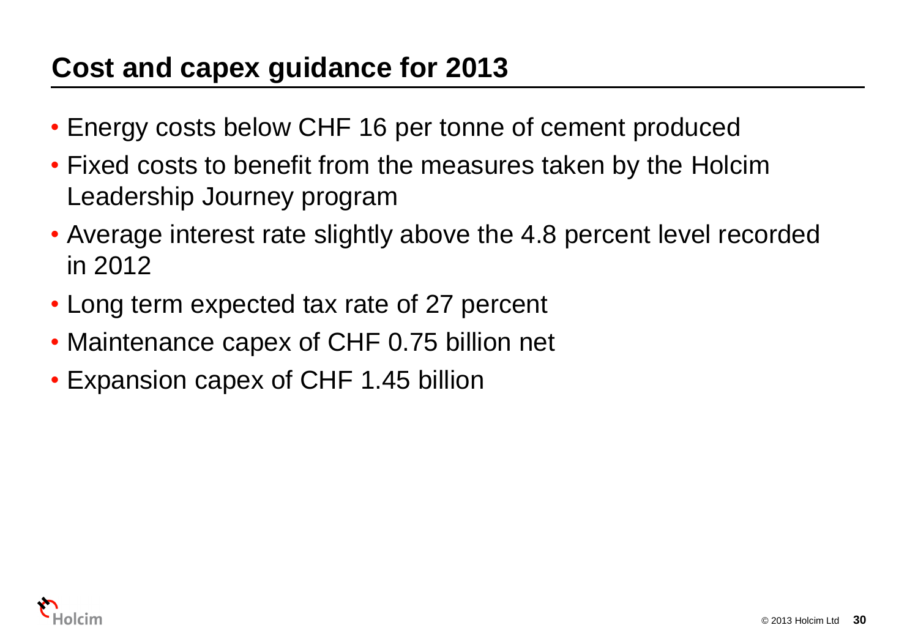# Cost and capex guidance for 2013

- Energy costs below CHF 16 per tonne of cement produced
- Fixed costs to benefit from the measures taken by the Holcim Leadership Journey program
- Average interest rate slightly above the 4.8 percent level recorded in 2012
- Long term expected tax rate of 27 percent
- Maintenance capex of CHF 0.75 billion net
- Expansion capex of CHF 1.45 billion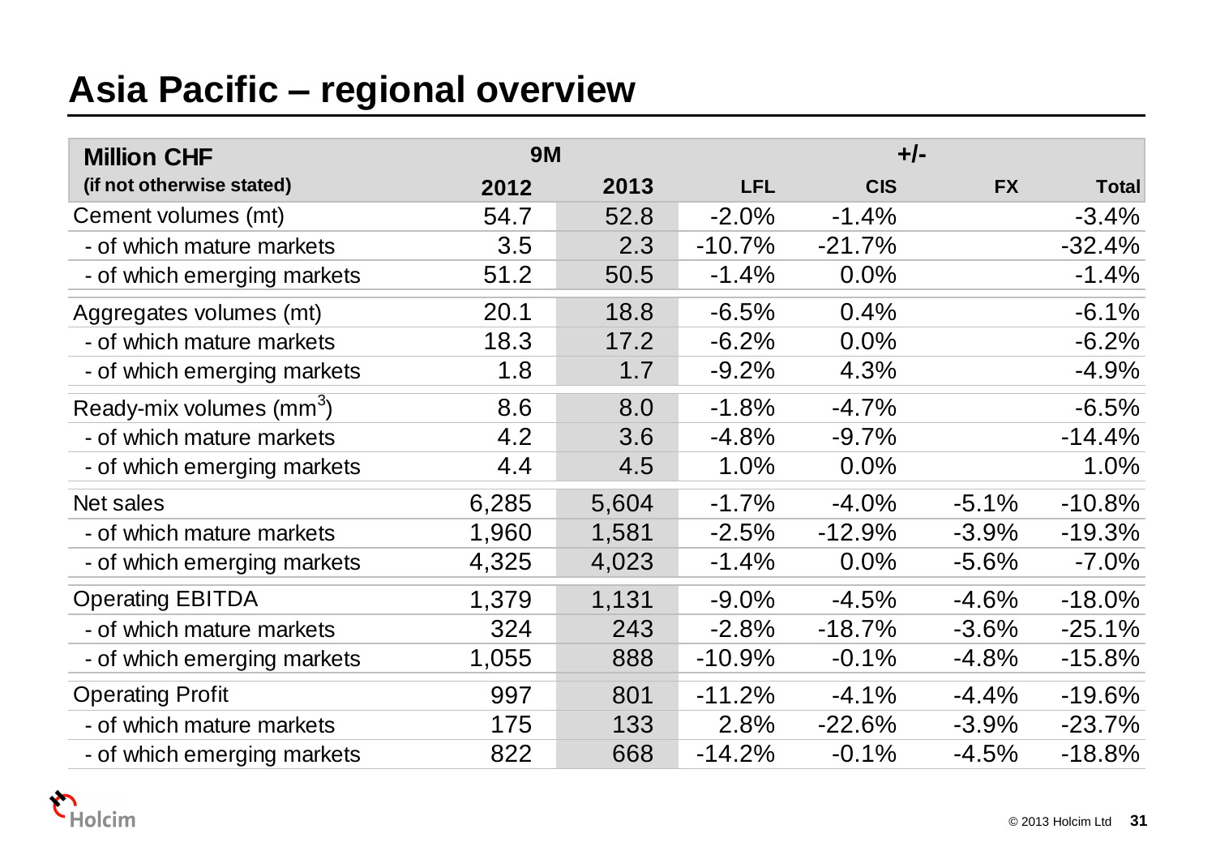# Asia Pacific – regional overview

| Million CHF (if not otherwise stated) | 9M 2012 | 9M 2013 | +/- LFL | +/- CIS | +/- FX | +/- Total |
|---|---|---|---|---|---|---|
| Cement volumes (mt) | 54.7 | 52.8 | -2.0% | -1.4% | | -3.4% |
| - of which mature markets | 3.5 | 2.3 | -10.7% | -21.7% | | -32.4% |
| - of which emerging markets | 51.2 | 50.5 | -1.4% | 0.0% | | -1.4% |
| Aggregates volumes (mt) | 20.1 | 18.8 | -6.5% | 0.4% | | -6.1% |
| - of which mature markets | 18.3 | 17.2 | -6.2% | 0.0% | | -6.2% |
| - of which emerging markets | 1.8 | 1.7 | -9.2% | 4.3% | | -4.9% |
| Ready-mix volumes ($mm^3$) | 8.6 | 8.0 | -1.8% | -4.7% | | -6.5% |
| - of which mature markets | 4.2 | 3.6 | -4.8% | -9.7% | | -14.4% |
| - of which emerging markets | 4.4 | 4.5 | 1.0% | 0.0% | | 1.0% |
| Net sales | 6,285 | 5,604 | -1.7% | -4.0% | -5.1% | -10.8% |
| - of which mature markets | 1,960 | 1,581 | -2.5% | -12.9% | -3.9% | -19.3% |
| - of which emerging markets | 4,325 | 4,023 | -1.4% | 0.0% | -5.6% | -7.0% |
| Operating EBITDA | 1,379 | 1,131 | -9.0% | -4.5% | -4.6% | -18.0% |
| - of which mature markets | 324 | 243 | -2.8% | -18.7% | -3.6% | -25.1% |
| - of which emerging markets | 1,055 | 888 | -10.9% | -0.1% | -4.8% | -15.8% |
| Operating Profit | 997 | 801 | -11.2% | -4.1% | -4.4% | -19.6% |
| - of which mature markets | 175 | 133 | 2.8% | -22.6% | -3.9% | -23.7% |
| - of which emerging markets | 822 | 668 | -14.2% | -0.1% | -4.5% | -18.8% |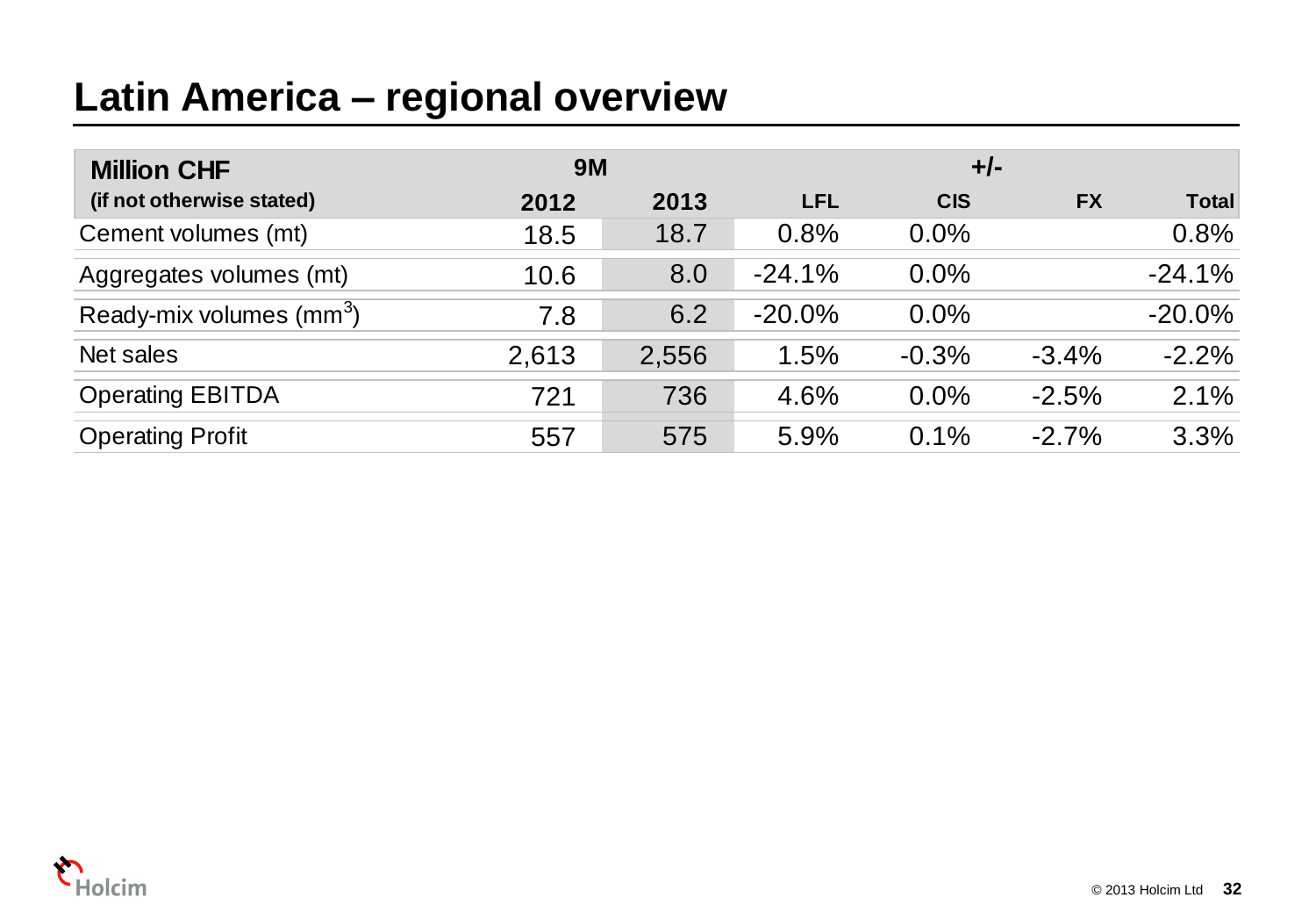# Latin America – regional overview

| Million CHF (if not otherwise stated) | 9M 2012 | 9M 2013 | +/- LFL | +/- CIS | +/- FX | +/- Total |
|---|---|---|---|---|---|---|
| Cement volumes (mt) | 18.5 | 18.7 | 0.8% | 0.0% | | 0.8% |
| Aggregates volumes (mt) | 10.6 | 8.0 | -24.1% | 0.0% | | -24.1% |
| Ready-mix volumes ($mm^3$) | 7.8 | 6.2 | -20.0% | 0.0% | | -20.0% |
| Net sales | 2,613 | 2,556 | 1.5% | -0.3% | -3.4% | -2.2% |
| Operating EBITDA | 721 | 736 | 4.6% | 0.0% | -2.5% | 2.1% |
| Operating Profit | 557 | 575 | 5.9% | 0.1% | -2.7% | 3.3% |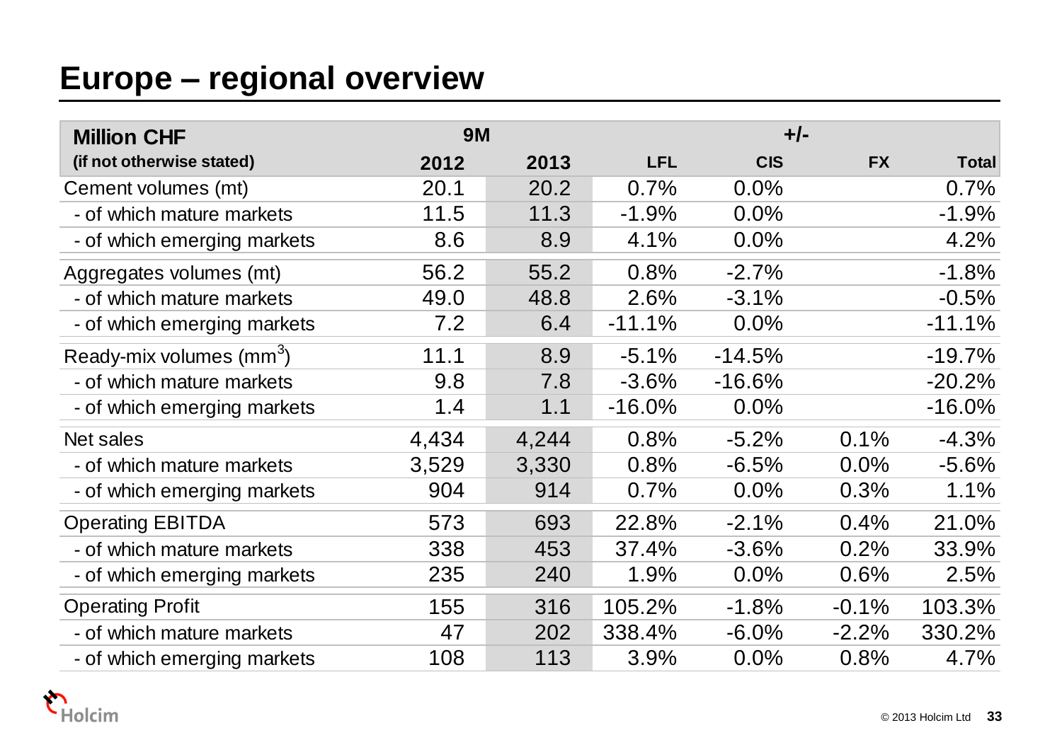# Europe – regional overview

| Million CHF (if not otherwise stated) | 9M | | +/- | | | |
|---|---|---|---|---|---|---|
| | 2012 | 2013 | LFL | CIS | FX | Total |
| Cement volumes (mt) | 20.1 | 20.2 | 0.7% | 0.0% | | 0.7% |
| - of which mature markets | 11.5 | 11.3 | -1.9% | 0.0% | | -1.9% |
| - of which emerging markets | 8.6 | 8.9 | 4.1% | 0.0% | | 4.2% |
| Aggregates volumes (mt) | 56.2 | 55.2 | 0.8% | -2.7% | | -1.8% |
| - of which mature markets | 49.0 | 48.8 | 2.6% | -3.1% | | -0.5% |
| - of which emerging markets | 7.2 | 6.4 | -11.1% | 0.0% | | -11.1% |
| Ready-mix volumes ($mm^3$) | 11.1 | 8.9 | -5.1% | -14.5% | | -19.7% |
| - of which mature markets | 9.8 | 7.8 | -3.6% | -16.6% | | -20.2% |
| - of which emerging markets | 1.4 | 1.1 | -16.0% | 0.0% | | -16.0% |
| Net sales | 4,434 | 4,244 | 0.8% | -5.2% | 0.1% | -4.3% |
| - of which mature markets | 3,529 | 3,330 | 0.8% | -6.5% | 0.0% | -5.6% |
| - of which emerging markets | 904 | 914 | 0.7% | 0.0% | 0.3% | 1.1% |
| Operating EBITDA | 573 | 693 | 22.8% | -2.1% | 0.4% | 21.0% |
| - of which mature markets | 338 | 453 | 37.4% | -3.6% | 0.2% | 33.9% |
| - of which emerging markets | 235 | 240 | 1.9% | 0.0% | 0.6% | 2.5% |
| Operating Profit | 155 | 316 | 105.2% | -1.8% | -0.1% | 103.3% |
| - of which mature markets | 47 | 202 | 338.4% | -6.0% | -2.2% | 330.2% |
| - of which emerging markets | 108 | 113 | 3.9% | 0.0% | 0.8% | 4.7% |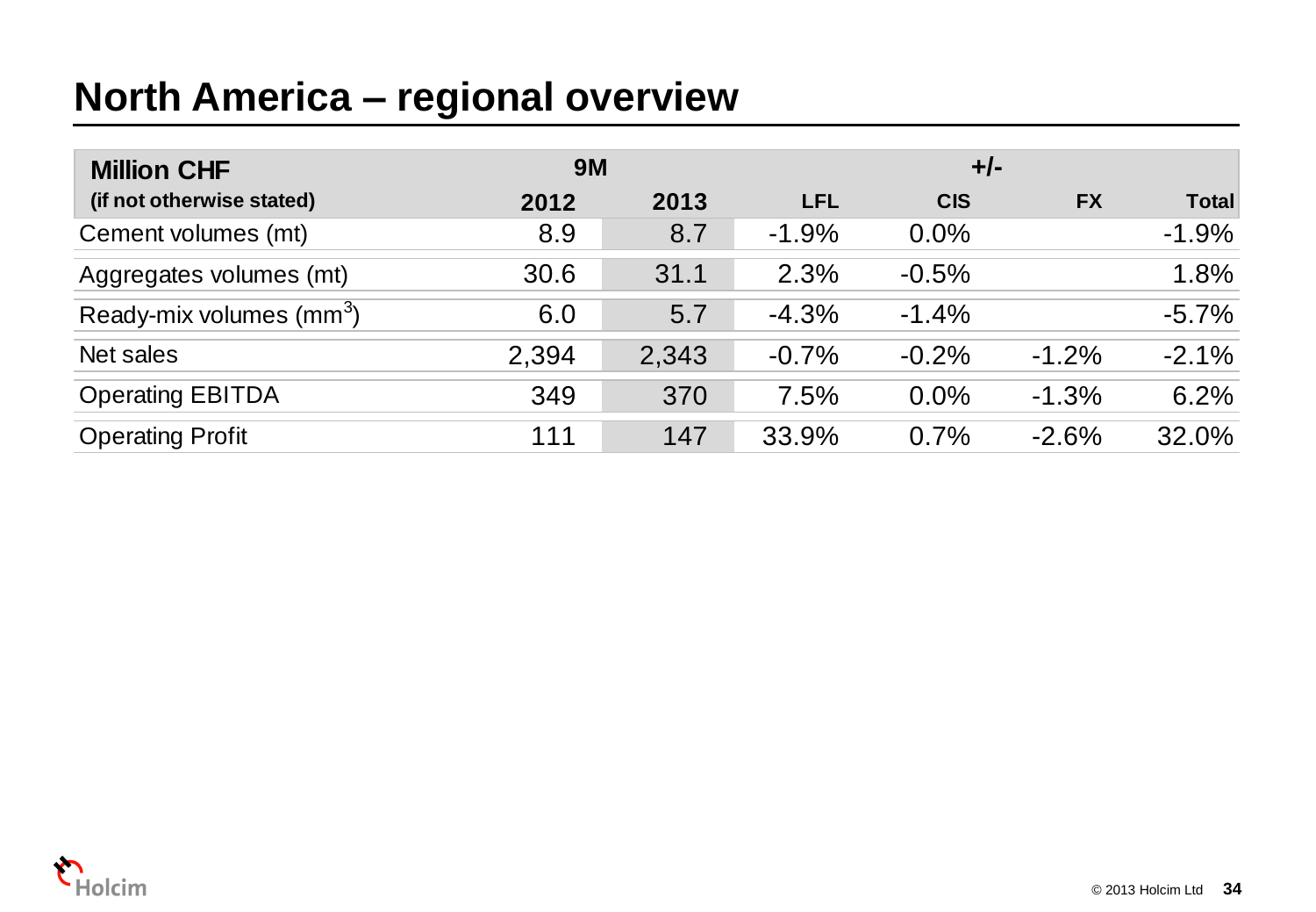# North America – regional overview

| Million CHF (if not otherwise stated) | 9M 2012 | 9M 2013 | +/- LFL | +/- CIS | +/- FX | +/- Total |
|---|---|---|---|---|---|---|
| Cement volumes (mt) | 8.9 | 8.7 | -1.9% | 0.0% | | -1.9% |
| Aggregates volumes (mt) | 30.6 | 31.1 | 2.3% | -0.5% | | 1.8% |
| Ready-mix volumes ($mm^3$) | 6.0 | 5.7 | -4.3% | -1.4% | | -5.7% |
| Net sales | 2,394 | 2,343 | -0.7% | -0.2% | -1.2% | -2.1% |
| Operating EBITDA | 349 | 370 | 7.5% | 0.0% | -1.3% | 6.2% |
| Operating Profit | 111 | 147 | 33.9% | 0.7% | -2.6% | 32.0% |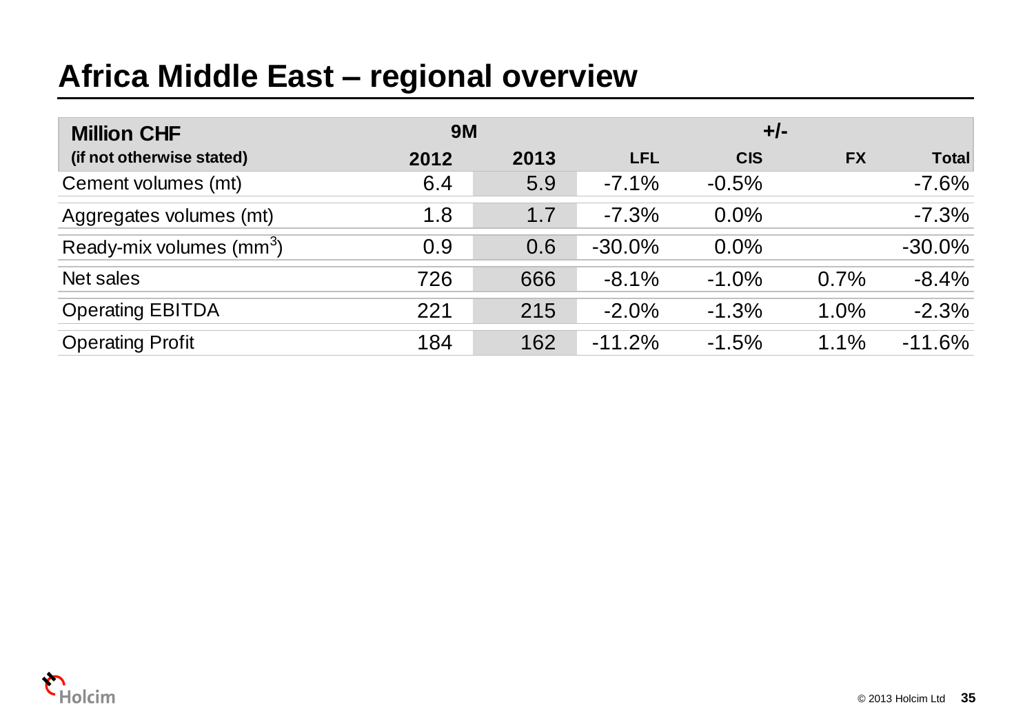# Africa Middle East – regional overview

| Million CHF (if not otherwise stated) | 9M 2012 | 9M 2013 | +/- LFL | +/- CIS | +/- FX | +/- Total |
|---|---|---|---|---|---|---|
| Cement volumes (mt) | 6.4 | 5.9 | -7.1% | -0.5% | | -7.6% |
| Aggregates volumes (mt) | 1.8 | 1.7 | -7.3% | 0.0% | | -7.3% |
| Ready-mix volumes ($mm^3$) | 0.9 | 0.6 | -30.0% | 0.0% | | -30.0% |
| Net sales | 726 | 666 | -8.1% | -1.0% | 0.7% | -8.4% |
| Operating EBITDA | 221 | 215 | -2.0% | -1.3% | 1.0% | -2.3% |
| Operating Profit | 184 | 162 | -11.2% | -1.5% | 1.1% | -11.6% |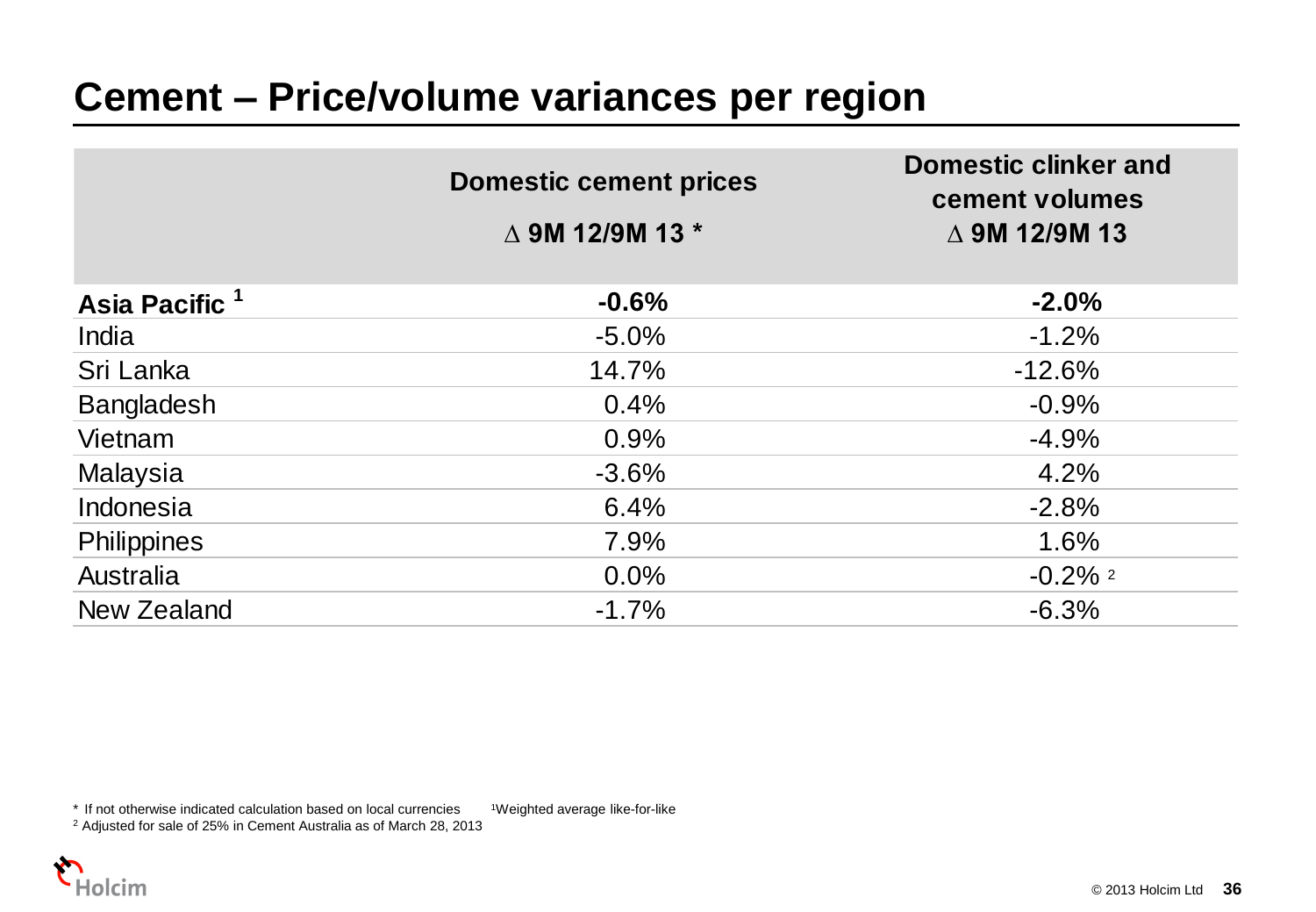# Cement – Price/volume variances per region

| | Domestic cement prices<br>∆ 9M 12/9M 13 * | Domestic clinker and cement volumes<br>∆ 9M 12/9M 13 |
|---|---|---|
| **Asia Pacific [1]** | **-0.6%** | **-2.0%** |
| India | -5.0% | -1.2% |
| Sri Lanka | 14.7% | -12.6% |
| Bangladesh | 0.4% | -0.9% |
| Vietnam | 0.9% | -4.9% |
| Malaysia | -3.6% | 4.2% |
| Indonesia | 6.4% | -2.8% |
| Philippines | 7.9% | 1.6% |
| Australia | 0.0% | -0.2% [2] |
| New Zealand | -1.7% | -6.3% |

\* If not otherwise indicated calculation based on local currencies [1]Weighted average like-for-like

[2] Adjusted for sale of 25% in Cement Australia as of March 28, 2013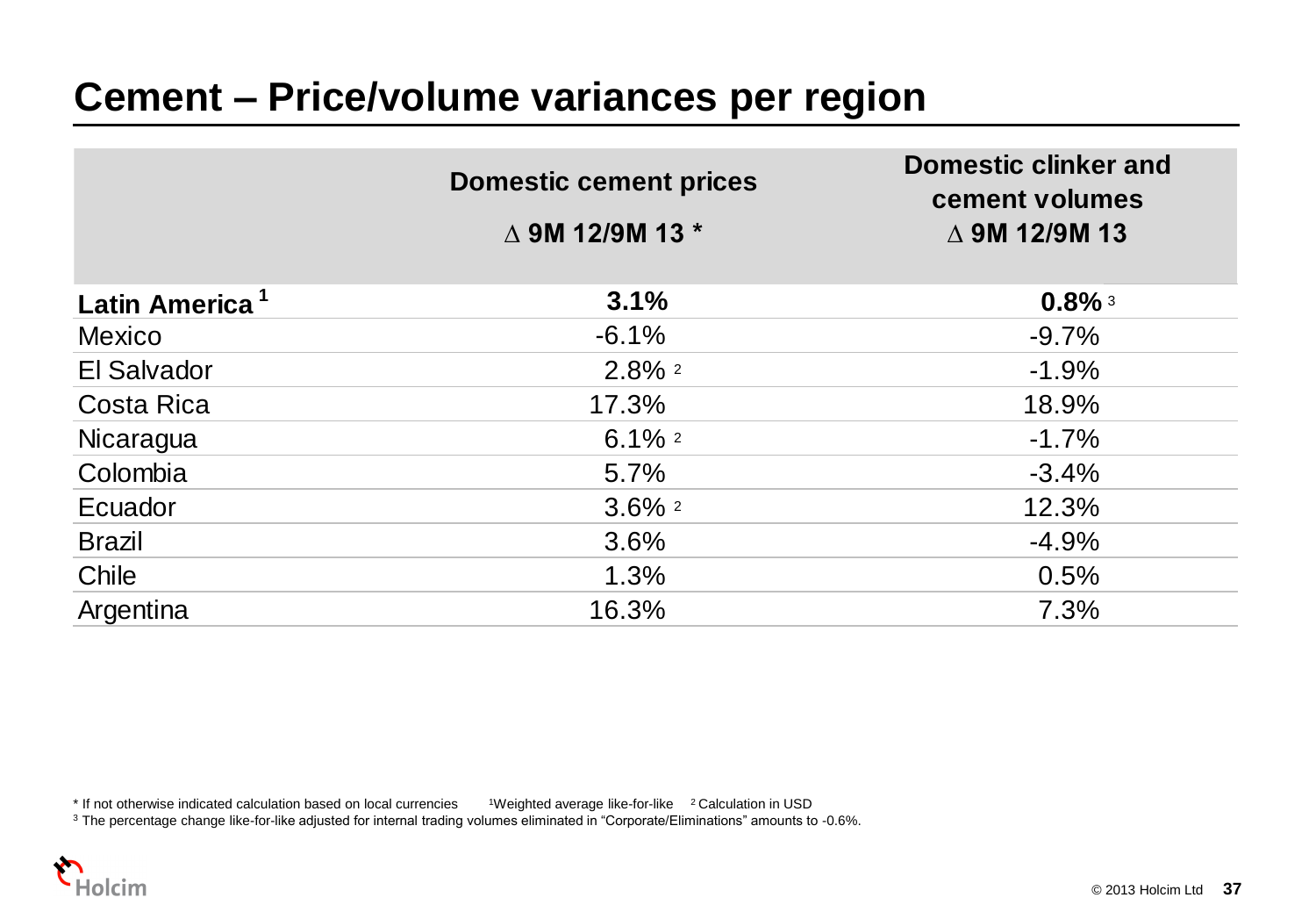# Cement – Price/volume variances per region

| | Domestic cement prices<br>∆ 9M 12/9M 13 * | Domestic clinker and cement volumes<br>∆ 9M 12/9M 13 |
|---|---|---|
| **Latin America [1]** | **3.1%** | **0.8%** [3] |
| Mexico | -6.1% | -9.7% |
| El Salvador | 2.8% [2] | -1.9% |
| Costa Rica | 17.3% | 18.9% |
| Nicaragua | 6.1% [2] | -1.7% |
| Colombia | 5.7% | -3.4% |
| Ecuador | 3.6% [2] | 12.3% |
| Brazil | 3.6% | -4.9% |
| Chile | 1.3% | 0.5% |
| Argentina | 16.3% | 7.3% |

\* If not otherwise indicated calculation based on local currencies [1] Weighted average like-for-like [2] Calculation in USD

[3] The percentage change like-for-like adjusted for internal trading volumes eliminated in "Corporate/Eliminations" amounts to -0.6%.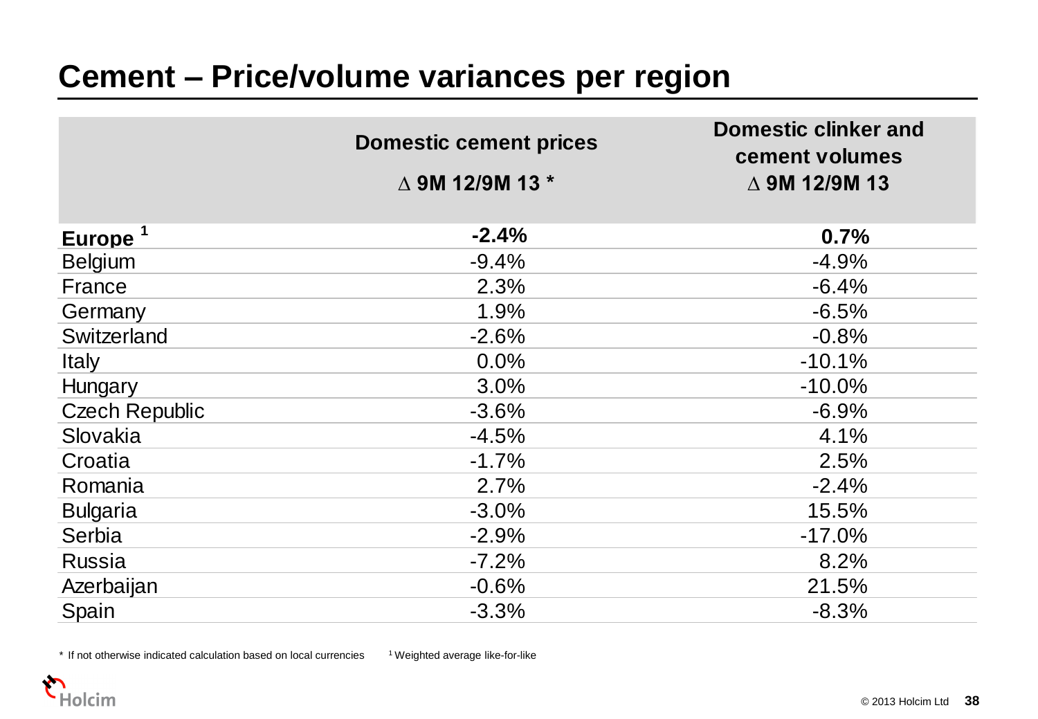# Cement – Price/volume variances per region

| | Domestic cement prices<br>∆ 9M 12/9M 13 * | Domestic clinker and cement volumes<br>∆ 9M 12/9M 13 |
|---|---|---|
| **Europe** [1] | **-2.4%** | **0.7%** |
| Belgium | -9.4% | -4.9% |
| France | 2.3% | -6.4% |
| Germany | 1.9% | -6.5% |
| Switzerland | -2.6% | -0.8% |
| Italy | 0.0% | -10.1% |
| Hungary | 3.0% | -10.0% |
| Czech Republic | -3.6% | -6.9% |
| Slovakia | -4.5% | 4.1% |
| Croatia | -1.7% | 2.5% |
| Romania | 2.7% | -2.4% |
| Bulgaria | -3.0% | 15.5% |
| Serbia | -2.9% | -17.0% |
| Russia | -7.2% | 8.2% |
| Azerbaijan | -0.6% | 21.5% |
| Spain | -3.3% | -8.3% |

* If not otherwise indicated calculation based on local currencies [1] Weighted average like-for-like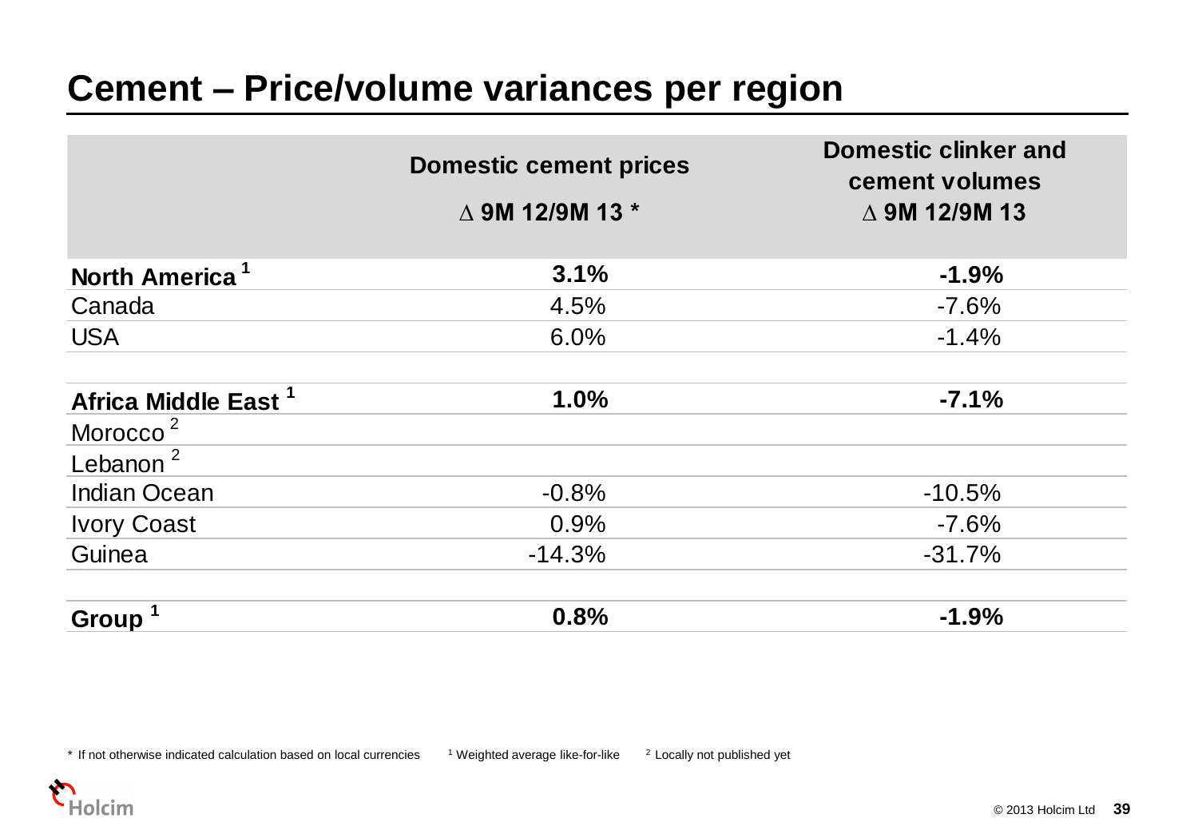# Cement – Price/volume variances per region

| | Domestic cement prices<br>∆ 9M 12/9M 13 * | Domestic clinker and cement volumes<br>∆ 9M 12/9M 13 |
|---|---|---|
| **North America** [1] | **3.1%** | **-1.9%** |
| Canada | 4.5% | -7.6% |
| USA | 6.0% | -1.4% |
| | | |
| **Africa Middle East** [1] | **1.0%** | **-7.1%** |
| Morocco [2] | | |
| Lebanon [2] | | |
| Indian Ocean | -0.8% | -10.5% |
| Ivory Coast | 0.9% | -7.6% |
| Guinea | -14.3% | -31.7% |
| | | |
| **Group** [1] | **0.8%** | **-1.9%** |

* If not otherwise indicated calculation based on local currencies [1] Weighted average like-for-like [2] Locally not published yet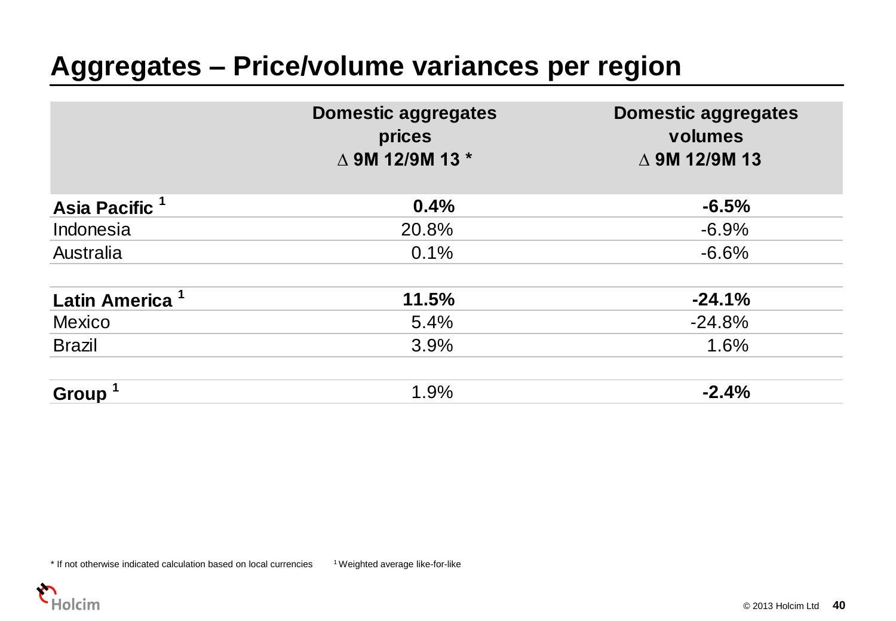# Aggregates – Price/volume variances per region

| | Domestic aggregates prices ∆ 9M 12/9M 13 * | Domestic aggregates volumes ∆ 9M 12/9M 13 |
|---|---|---|
| **Asia Pacific** [1] | **0.4%** | **-6.5%** |
| Indonesia | 20.8% | -6.9% |
| Australia | 0.1% | -6.6% |
| | | |
| **Latin America** [1] | **11.5%** | **-24.1%** |
| Mexico | 5.4% | -24.8% |
| Brazil | 3.9% | 1.6% |
| | | |
| **Group** [1] | 1.9% | **-2.4%** |

* If not otherwise indicated calculation based on local currencies

[1] Weighted average like-for-like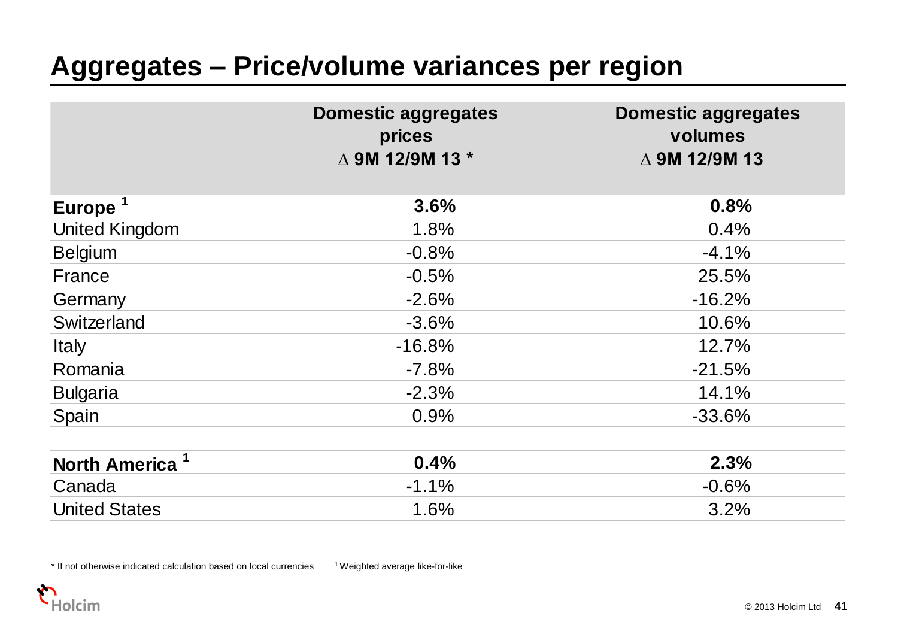# Aggregates – Price/volume variances per region

| | Domestic aggregates prices Δ 9M 12/9M 13 * | Domestic aggregates volumes Δ 9M 12/9M 13 |
|---|---|---|
| **Europe [1]** | **3.6%** | **0.8%** |
| United Kingdom | 1.8% | 0.4% |
| Belgium | -0.8% | -4.1% |
| France | -0.5% | 25.5% |
| Germany | -2.6% | -16.2% |
| Switzerland | -3.6% | 10.6% |
| Italy | -16.8% | 12.7% |
| Romania | -7.8% | -21.5% |
| Bulgaria | -2.3% | 14.1% |
| Spain | 0.9% | -33.6% |
| | | |
| **North America [1]** | **0.4%** | **2.3%** |
| Canada | -1.1% | -0.6% |
| United States | 1.6% | 3.2% |

* If not otherwise indicated calculation based on local currencies

[1] Weighted average like-for-like

© 2013 Holcim Ltd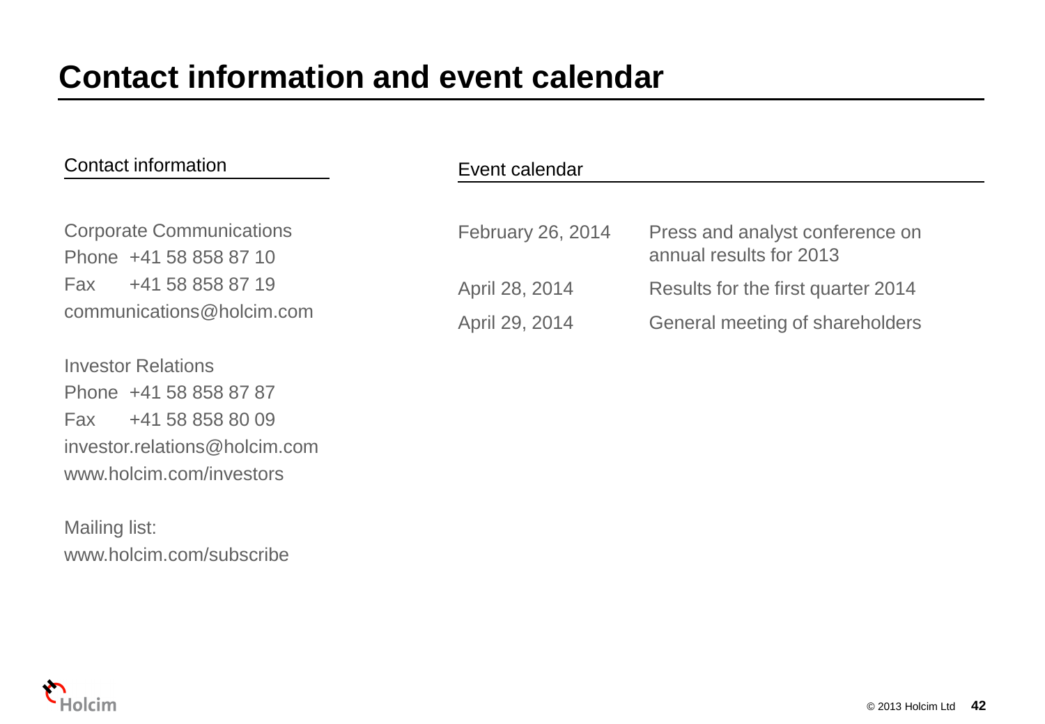# Contact information and event calendar

## Contact information

Corporate Communications
Phone +41 58 858 87 10
Fax +41 58 858 87 19
communications@holcim.com

Investor Relations
Phone +41 58 858 87 87
Fax +41 58 858 80 09
investor.relations@holcim.com
www.holcim.com/investors

Mailing list:
www.holcim.com/subscribe

## Event calendar

| | |
|---|---|
| February 26, 2014 | Press and analyst conference on annual results for 2013 |
| April 28, 2014 | Results for the first quarter 2014 |
| April 29, 2014 | General meeting of shareholders |

© 2013 Holcim Ltd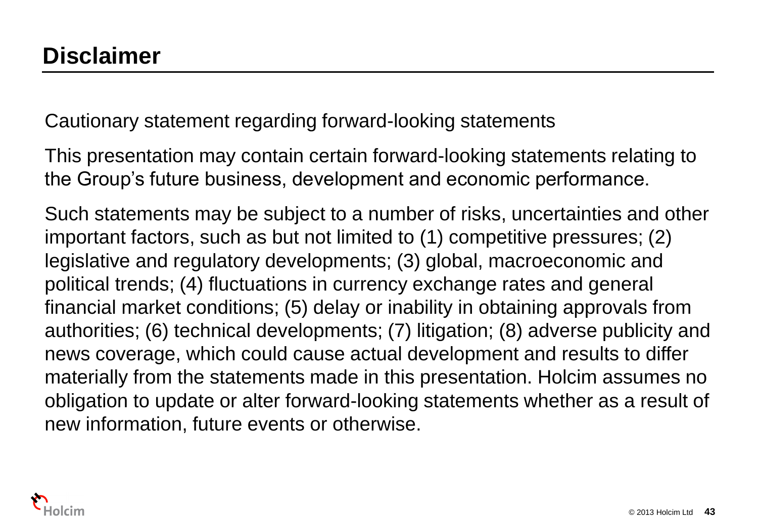# Disclaimer

Cautionary statement regarding forward-looking statements

This presentation may contain certain forward-looking statements relating to the Group's future business, development and economic performance.

Such statements may be subject to a number of risks, uncertainties and other important factors, such as but not limited to (1) competitive pressures; (2) legislative and regulatory developments; (3) global, macroeconomic and political trends; (4) fluctuations in currency exchange rates and general financial market conditions; (5) delay or inability in obtaining approvals from authorities; (6) technical developments; (7) litigation; (8) adverse publicity and news coverage, which could cause actual development and results to differ materially from the statements made in this presentation. Holcim assumes no obligation to update or alter forward-looking statements whether as a result of new information, future events or otherwise.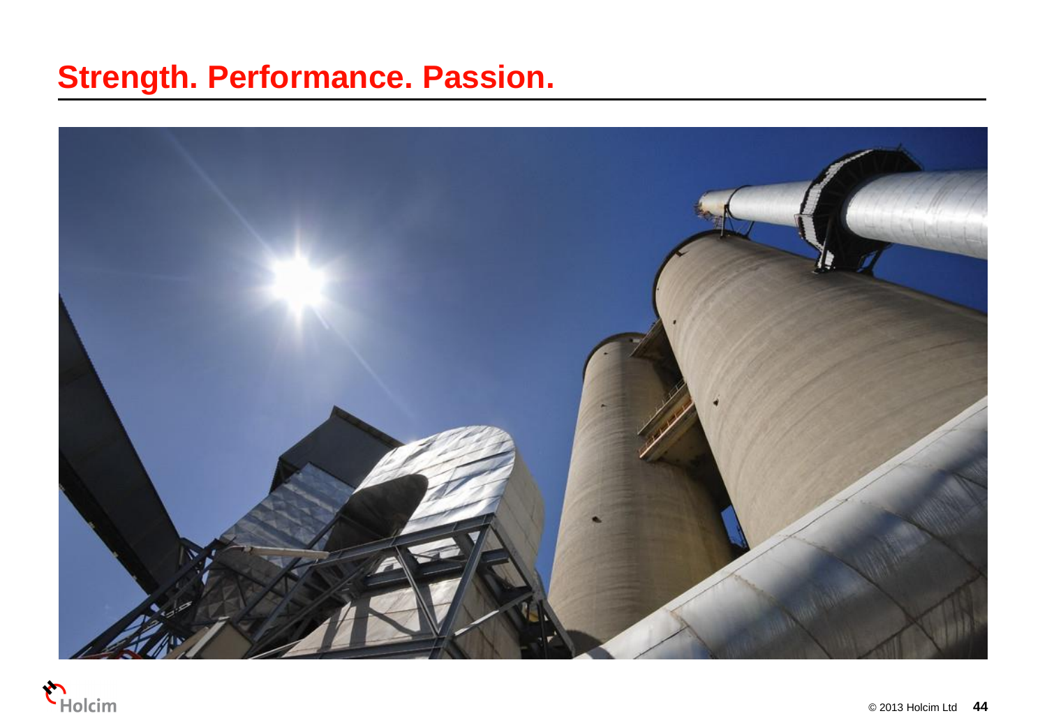# Strength. Performance. Passion.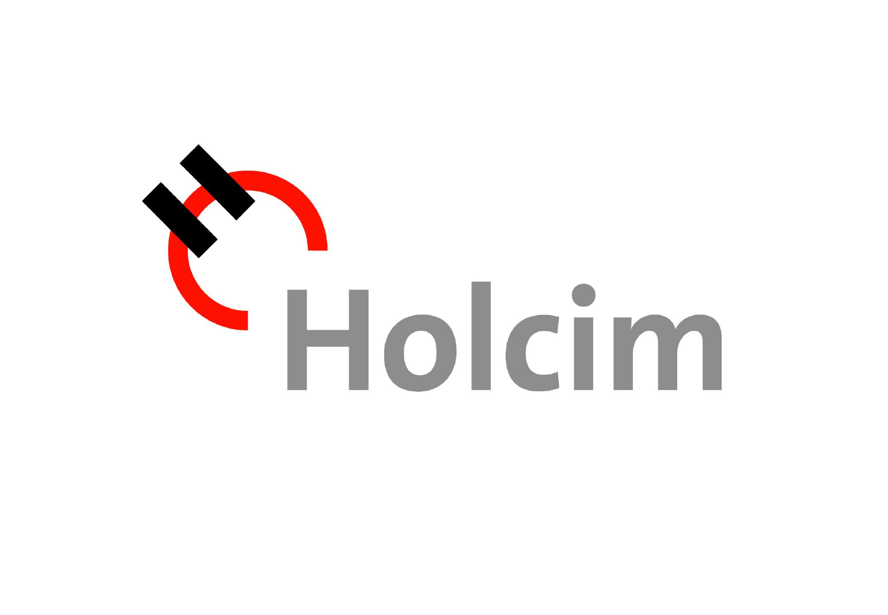Holcim